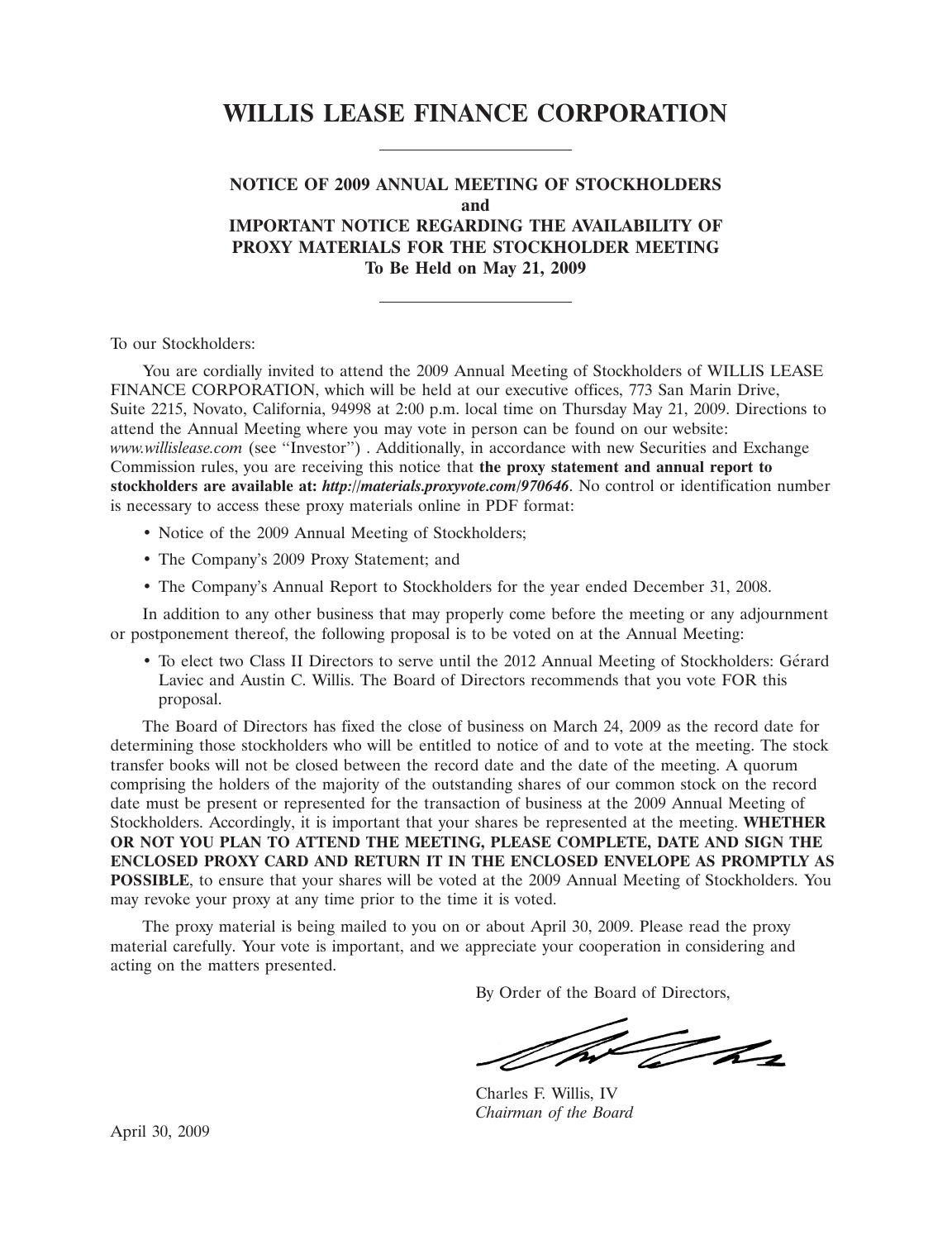# WILLIS LEASE FINANCE CORPORATION

---

**NOTICE OF 2009 ANNUAL MEETING OF STOCKHOLDERS**
**and**
**IMPORTANT NOTICE REGARDING THE AVAILABILITY OF PROXY MATERIALS FOR THE STOCKHOLDER MEETING**
**To Be Held on May 21, 2009**

---

To our Stockholders:

You are cordially invited to attend the 2009 Annual Meeting of Stockholders of WILLIS LEASE FINANCE CORPORATION, which will be held at our executive offices, 773 San Marin Drive, Suite 2215, Novato, California, 94998 at 2:00 p.m. local time on Thursday May 21, 2009. Directions to attend the Annual Meeting where you may vote in person can be found on our website: *www.willislease.com* (see "Investor") . Additionally, in accordance with new Securities and Exchange Commission rules, you are receiving this notice that **the proxy statement and annual report to stockholders are available at:** ***http://materials.proxyvote.com/970646***. No control or identification number is necessary to access these proxy materials online in PDF format:

- Notice of the 2009 Annual Meeting of Stockholders;
- The Company's 2009 Proxy Statement; and
- The Company's Annual Report to Stockholders for the year ended December 31, 2008.

In addition to any other business that may properly come before the meeting or any adjournment or postponement thereof, the following proposal is to be voted on at the Annual Meeting:

- To elect two Class II Directors to serve until the 2012 Annual Meeting of Stockholders: Gérard Laviec and Austin C. Willis. The Board of Directors recommends that you vote FOR this proposal.

The Board of Directors has fixed the close of business on March 24, 2009 as the record date for determining those stockholders who will be entitled to notice of and to vote at the meeting. The stock transfer books will not be closed between the record date and the date of the meeting. A quorum comprising the holders of the majority of the outstanding shares of our common stock on the record date must be present or represented for the transaction of business at the 2009 Annual Meeting of Stockholders. Accordingly, it is important that your shares be represented at the meeting. **WHETHER OR NOT YOU PLAN TO ATTEND THE MEETING, PLEASE COMPLETE, DATE AND SIGN THE ENCLOSED PROXY CARD AND RETURN IT IN THE ENCLOSED ENVELOPE AS PROMPTLY AS POSSIBLE**, to ensure that your shares will be voted at the 2009 Annual Meeting of Stockholders. You may revoke your proxy at any time prior to the time it is voted.

The proxy material is being mailed to you on or about April 30, 2009. Please read the proxy material carefully. Your vote is important, and we appreciate your cooperation in considering and acting on the matters presented.

By Order of the Board of Directors,

Charles F. Willis, IV
*Chairman of the Board*

April 30, 2009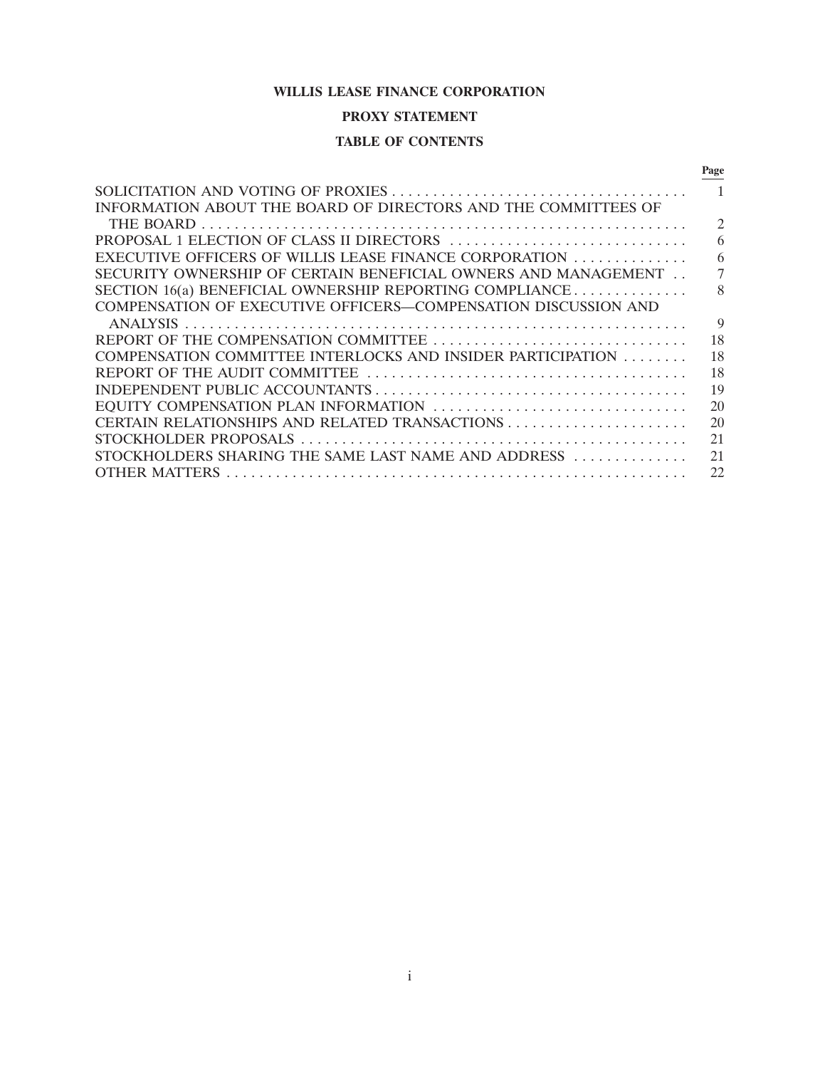# WILLIS LEASE FINANCE CORPORATION

## PROXY STATEMENT

## TABLE OF CONTENTS

| | Page |
|---|---|
| SOLICITATION AND VOTING OF PROXIES | 1 |
| INFORMATION ABOUT THE BOARD OF DIRECTORS AND THE COMMITTEES OF THE BOARD | 2 |
| PROPOSAL 1 ELECTION OF CLASS II DIRECTORS | 6 |
| EXECUTIVE OFFICERS OF WILLIS LEASE FINANCE CORPORATION | 6 |
| SECURITY OWNERSHIP OF CERTAIN BENEFICIAL OWNERS AND MANAGEMENT | 7 |
| SECTION 16(a) BENEFICIAL OWNERSHIP REPORTING COMPLIANCE | 8 |
| COMPENSATION OF EXECUTIVE OFFICERS—COMPENSATION DISCUSSION AND ANALYSIS | 9 |
| REPORT OF THE COMPENSATION COMMITTEE | 18 |
| COMPENSATION COMMITTEE INTERLOCKS AND INSIDER PARTICIPATION | 18 |
| REPORT OF THE AUDIT COMMITTEE | 18 |
| INDEPENDENT PUBLIC ACCOUNTANTS | 19 |
| EQUITY COMPENSATION PLAN INFORMATION | 20 |
| CERTAIN RELATIONSHIPS AND RELATED TRANSACTIONS | 20 |
| STOCKHOLDER PROPOSALS | 21 |
| STOCKHOLDERS SHARING THE SAME LAST NAME AND ADDRESS | 21 |
| OTHER MATTERS | 22 |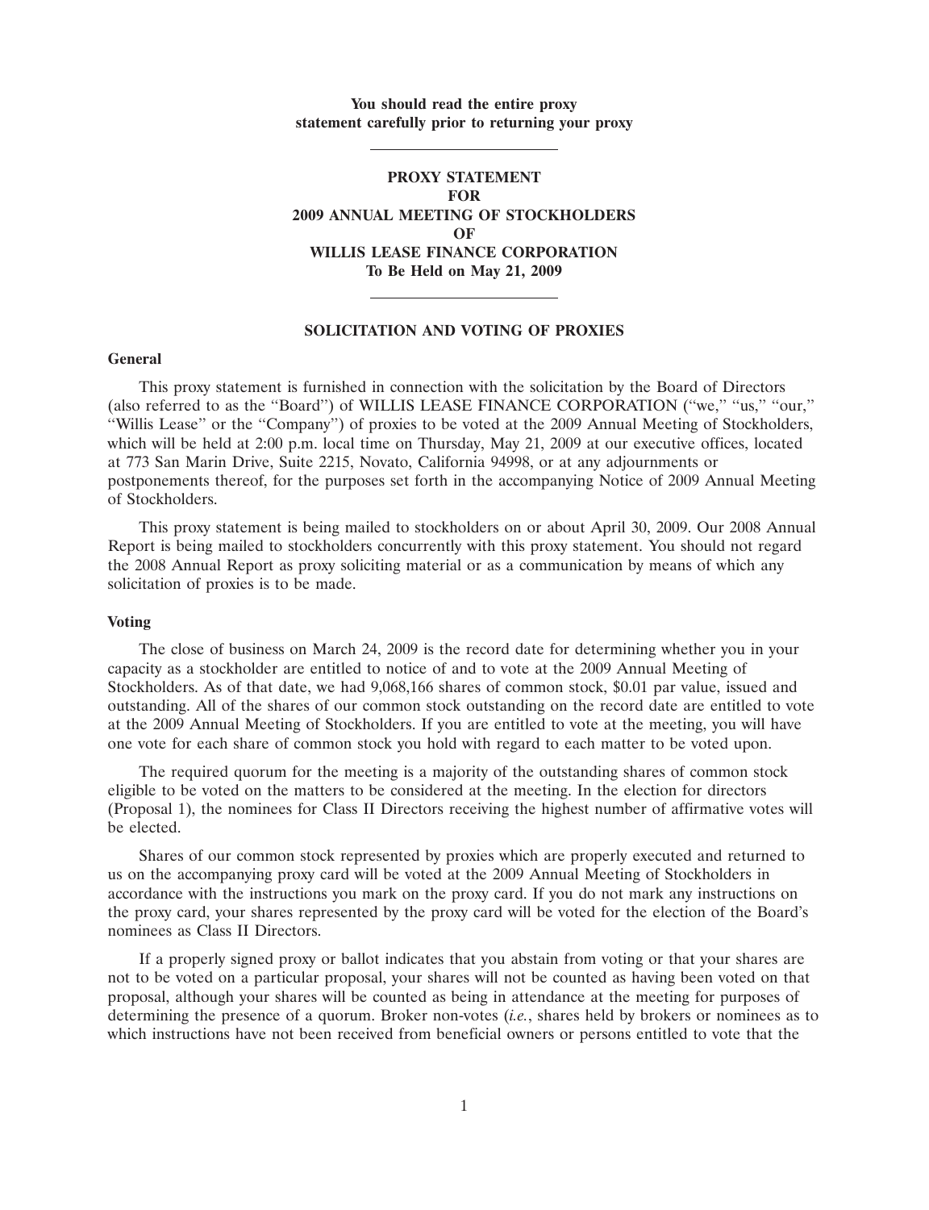**You should read the entire proxy statement carefully prior to returning your proxy**

---

# PROXY STATEMENT FOR 2009 ANNUAL MEETING OF STOCKHOLDERS OF WILLIS LEASE FINANCE CORPORATION

**To Be Held on May 21, 2009**

---

## SOLICITATION AND VOTING OF PROXIES

### General

This proxy statement is furnished in connection with the solicitation by the Board of Directors (also referred to as the "Board") of WILLIS LEASE FINANCE CORPORATION ("we," "us," "our," "Willis Lease" or the "Company") of proxies to be voted at the 2009 Annual Meeting of Stockholders, which will be held at 2:00 p.m. local time on Thursday, May 21, 2009 at our executive offices, located at 773 San Marin Drive, Suite 2215, Novato, California 94998, or at any adjournments or postponements thereof, for the purposes set forth in the accompanying Notice of 2009 Annual Meeting of Stockholders.

This proxy statement is being mailed to stockholders on or about April 30, 2009. Our 2008 Annual Report is being mailed to stockholders concurrently with this proxy statement. You should not regard the 2008 Annual Report as proxy soliciting material or as a communication by means of which any solicitation of proxies is to be made.

### Voting

The close of business on March 24, 2009 is the record date for determining whether you in your capacity as a stockholder are entitled to notice of and to vote at the 2009 Annual Meeting of Stockholders. As of that date, we had 9,068,166 shares of common stock, $0.01 par value, issued and outstanding. All of the shares of our common stock outstanding on the record date are entitled to vote at the 2009 Annual Meeting of Stockholders. If you are entitled to vote at the meeting, you will have one vote for each share of common stock you hold with regard to each matter to be voted upon.

The required quorum for the meeting is a majority of the outstanding shares of common stock eligible to be voted on the matters to be considered at the meeting. In the election for directors (Proposal 1), the nominees for Class II Directors receiving the highest number of affirmative votes will be elected.

Shares of our common stock represented by proxies which are properly executed and returned to us on the accompanying proxy card will be voted at the 2009 Annual Meeting of Stockholders in accordance with the instructions you mark on the proxy card. If you do not mark any instructions on the proxy card, your shares represented by the proxy card will be voted for the election of the Board's nominees as Class II Directors.

If a properly signed proxy or ballot indicates that you abstain from voting or that your shares are not to be voted on a particular proposal, your shares will not be counted as having been voted on that proposal, although your shares will be counted as being in attendance at the meeting for purposes of determining the presence of a quorum. Broker non-votes (*i.e.*, shares held by brokers or nominees as to which instructions have not been received from beneficial owners or persons entitled to vote that the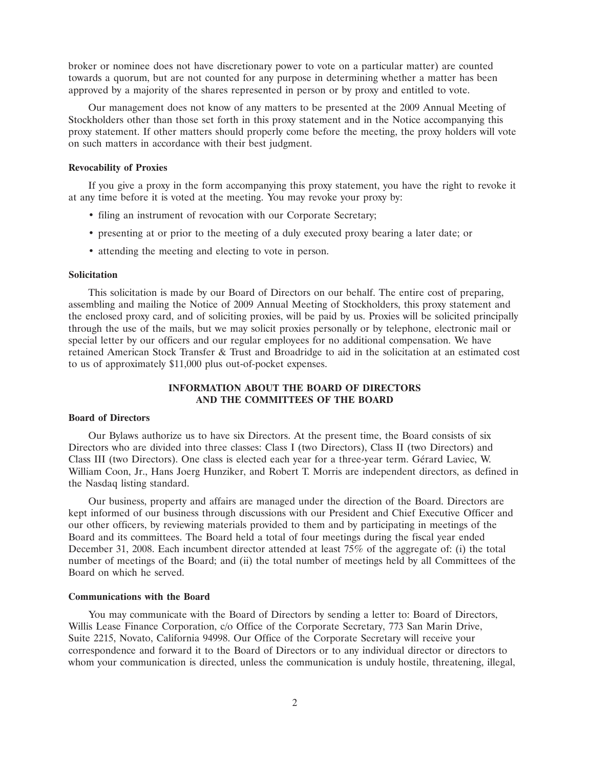broker or nominee does not have discretionary power to vote on a particular matter) are counted towards a quorum, but are not counted for any purpose in determining whether a matter has been approved by a majority of the shares represented in person or by proxy and entitled to vote.

Our management does not know of any matters to be presented at the 2009 Annual Meeting of Stockholders other than those set forth in this proxy statement and in the Notice accompanying this proxy statement. If other matters should properly come before the meeting, the proxy holders will vote on such matters in accordance with their best judgment.

**Revocability of Proxies**

If you give a proxy in the form accompanying this proxy statement, you have the right to revoke it at any time before it is voted at the meeting. You may revoke your proxy by:

- filing an instrument of revocation with our Corporate Secretary;
- presenting at or prior to the meeting of a duly executed proxy bearing a later date; or
- attending the meeting and electing to vote in person.

**Solicitation**

This solicitation is made by our Board of Directors on our behalf. The entire cost of preparing, assembling and mailing the Notice of 2009 Annual Meeting of Stockholders, this proxy statement and the enclosed proxy card, and of soliciting proxies, will be paid by us. Proxies will be solicited principally through the use of the mails, but we may solicit proxies personally or by telephone, electronic mail or special letter by our officers and our regular employees for no additional compensation. We have retained American Stock Transfer & Trust and Broadridge to aid in the solicitation at an estimated cost to us of approximately $11,000 plus out-of-pocket expenses.

## INFORMATION ABOUT THE BOARD OF DIRECTORS AND THE COMMITTEES OF THE BOARD

**Board of Directors**

Our Bylaws authorize us to have six Directors. At the present time, the Board consists of six Directors who are divided into three classes: Class I (two Directors), Class II (two Directors) and Class III (two Directors). One class is elected each year for a three-year term. Gérard Laviec, W. William Coon, Jr., Hans Joerg Hunziker, and Robert T. Morris are independent directors, as defined in the Nasdaq listing standard.

Our business, property and affairs are managed under the direction of the Board. Directors are kept informed of our business through discussions with our President and Chief Executive Officer and our other officers, by reviewing materials provided to them and by participating in meetings of the Board and its committees. The Board held a total of four meetings during the fiscal year ended December 31, 2008. Each incumbent director attended at least 75% of the aggregate of: (i) the total number of meetings of the Board; and (ii) the total number of meetings held by all Committees of the Board on which he served.

**Communications with the Board**

You may communicate with the Board of Directors by sending a letter to: Board of Directors, Willis Lease Finance Corporation, c/o Office of the Corporate Secretary, 773 San Marin Drive, Suite 2215, Novato, California 94998. Our Office of the Corporate Secretary will receive your correspondence and forward it to the Board of Directors or to any individual director or directors to whom your communication is directed, unless the communication is unduly hostile, threatening, illegal,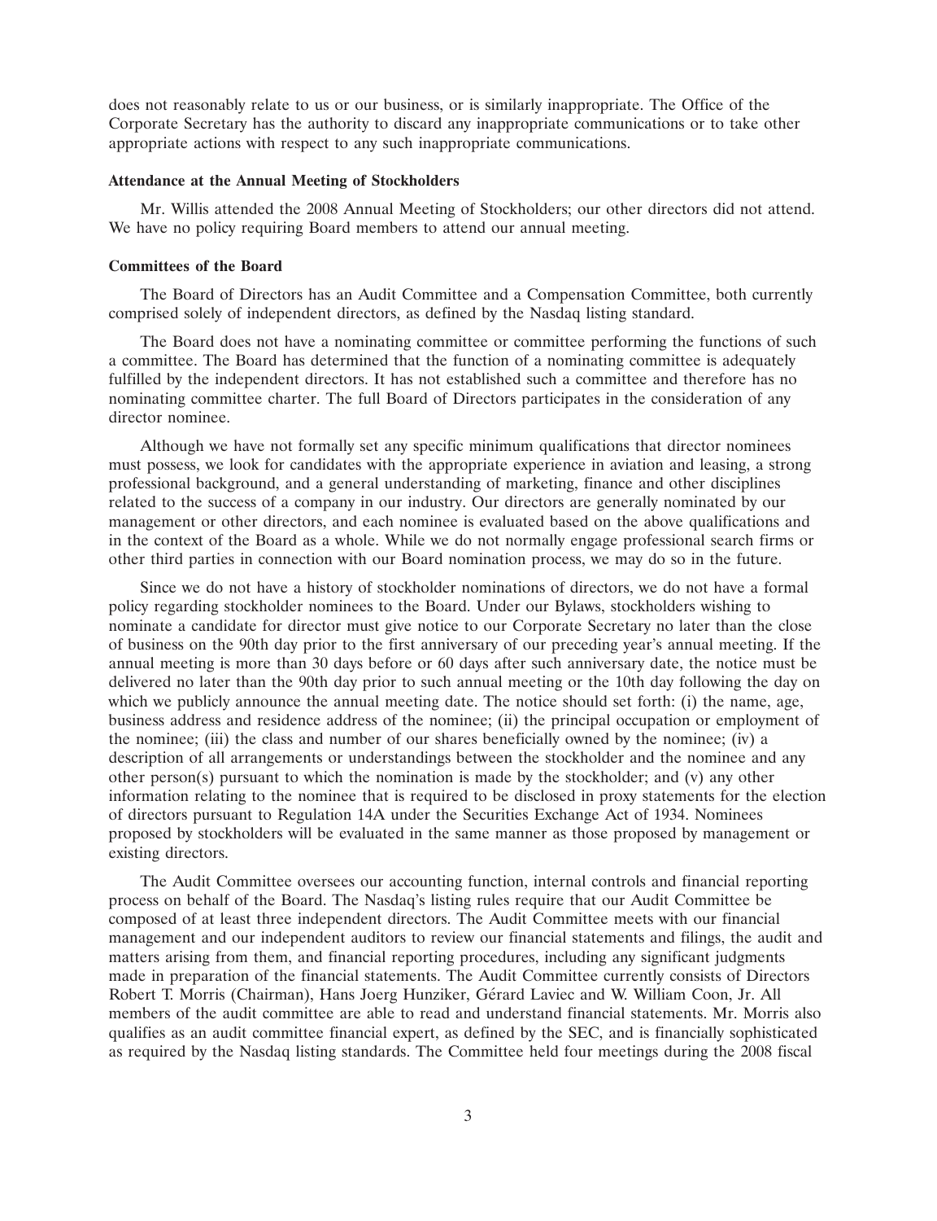does not reasonably relate to us or our business, or is similarly inappropriate. The Office of the Corporate Secretary has the authority to discard any inappropriate communications or to take other appropriate actions with respect to any such inappropriate communications.

**Attendance at the Annual Meeting of Stockholders**

Mr. Willis attended the 2008 Annual Meeting of Stockholders; our other directors did not attend. We have no policy requiring Board members to attend our annual meeting.

**Committees of the Board**

The Board of Directors has an Audit Committee and a Compensation Committee, both currently comprised solely of independent directors, as defined by the Nasdaq listing standard.

The Board does not have a nominating committee or committee performing the functions of such a committee. The Board has determined that the function of a nominating committee is adequately fulfilled by the independent directors. It has not established such a committee and therefore has no nominating committee charter. The full Board of Directors participates in the consideration of any director nominee.

Although we have not formally set any specific minimum qualifications that director nominees must possess, we look for candidates with the appropriate experience in aviation and leasing, a strong professional background, and a general understanding of marketing, finance and other disciplines related to the success of a company in our industry. Our directors are generally nominated by our management or other directors, and each nominee is evaluated based on the above qualifications and in the context of the Board as a whole. While we do not normally engage professional search firms or other third parties in connection with our Board nomination process, we may do so in the future.

Since we do not have a history of stockholder nominations of directors, we do not have a formal policy regarding stockholder nominees to the Board. Under our Bylaws, stockholders wishing to nominate a candidate for director must give notice to our Corporate Secretary no later than the close of business on the 90th day prior to the first anniversary of our preceding year's annual meeting. If the annual meeting is more than 30 days before or 60 days after such anniversary date, the notice must be delivered no later than the 90th day prior to such annual meeting or the 10th day following the day on which we publicly announce the annual meeting date. The notice should set forth: (i) the name, age, business address and residence address of the nominee; (ii) the principal occupation or employment of the nominee; (iii) the class and number of our shares beneficially owned by the nominee; (iv) a description of all arrangements or understandings between the stockholder and the nominee and any other person(s) pursuant to which the nomination is made by the stockholder; and (v) any other information relating to the nominee that is required to be disclosed in proxy statements for the election of directors pursuant to Regulation 14A under the Securities Exchange Act of 1934. Nominees proposed by stockholders will be evaluated in the same manner as those proposed by management or existing directors.

The Audit Committee oversees our accounting function, internal controls and financial reporting process on behalf of the Board. The Nasdaq's listing rules require that our Audit Committee be composed of at least three independent directors. The Audit Committee meets with our financial management and our independent auditors to review our financial statements and filings, the audit and matters arising from them, and financial reporting procedures, including any significant judgments made in preparation of the financial statements. The Audit Committee currently consists of Directors Robert T. Morris (Chairman), Hans Joerg Hunziker, Gérard Laviec and W. William Coon, Jr. All members of the audit committee are able to read and understand financial statements. Mr. Morris also qualifies as an audit committee financial expert, as defined by the SEC, and is financially sophisticated as required by the Nasdaq listing standards. The Committee held four meetings during the 2008 fiscal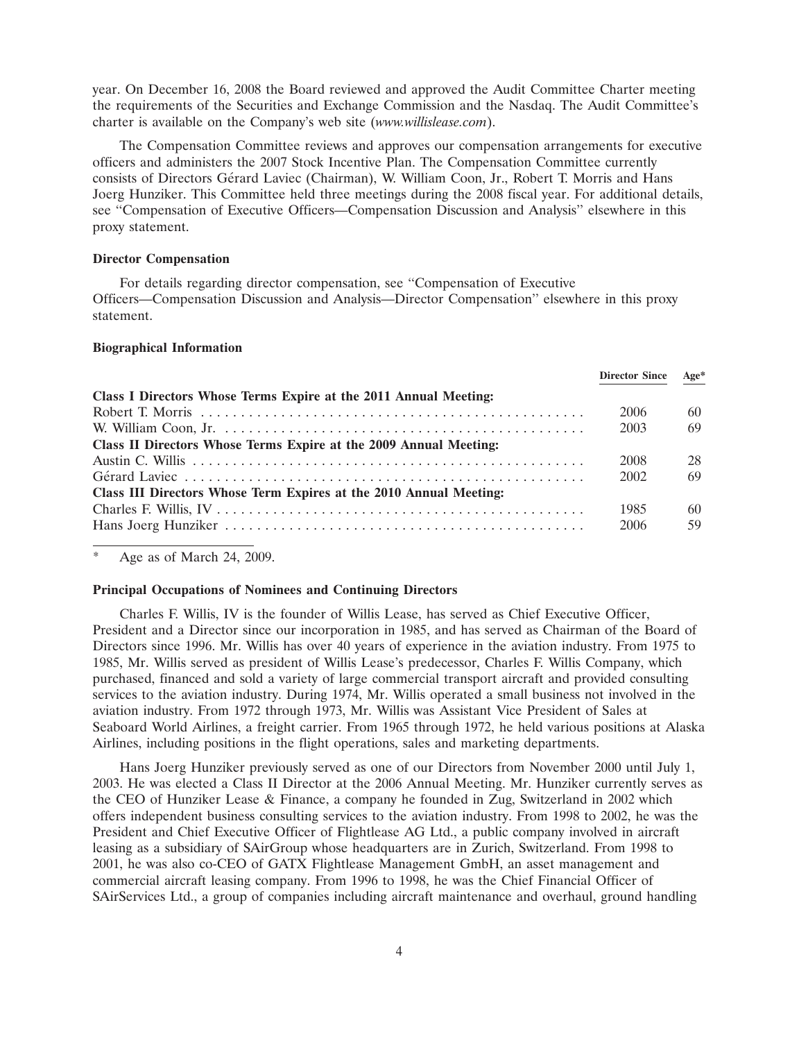year. On December 16, 2008 the Board reviewed and approved the Audit Committee Charter meeting the requirements of the Securities and Exchange Commission and the Nasdaq. The Audit Committee's charter is available on the Company's web site (*www.willislease.com*).

The Compensation Committee reviews and approves our compensation arrangements for executive officers and administers the 2007 Stock Incentive Plan. The Compensation Committee currently consists of Directors Gérard Laviec (Chairman), W. William Coon, Jr., Robert T. Morris and Hans Joerg Hunziker. This Committee held three meetings during the 2008 fiscal year. For additional details, see "Compensation of Executive Officers—Compensation Discussion and Analysis" elsewhere in this proxy statement.

**Director Compensation**

For details regarding director compensation, see "Compensation of Executive Officers—Compensation Discussion and Analysis—Director Compensation" elsewhere in this proxy statement.

**Biographical Information**

| | Director Since | Age* |
|---|---|---|
| **Class I Directors Whose Terms Expire at the 2011 Annual Meeting:** | | |
| Robert T. Morris | 2006 | 60 |
| W. William Coon, Jr. | 2003 | 69 |
| **Class II Directors Whose Terms Expire at the 2009 Annual Meeting:** | | |
| Austin C. Willis | 2008 | 28 |
| Gérard Laviec | 2002 | 69 |
| **Class III Directors Whose Term Expires at the 2010 Annual Meeting:** | | |
| Charles F. Willis, IV | 1985 | 60 |
| Hans Joerg Hunziker | 2006 | 59 |

\* Age as of March 24, 2009.

**Principal Occupations of Nominees and Continuing Directors**

Charles F. Willis, IV is the founder of Willis Lease, has served as Chief Executive Officer, President and a Director since our incorporation in 1985, and has served as Chairman of the Board of Directors since 1996. Mr. Willis has over 40 years of experience in the aviation industry. From 1975 to 1985, Mr. Willis served as president of Willis Lease's predecessor, Charles F. Willis Company, which purchased, financed and sold a variety of large commercial transport aircraft and provided consulting services to the aviation industry. During 1974, Mr. Willis operated a small business not involved in the aviation industry. From 1972 through 1973, Mr. Willis was Assistant Vice President of Sales at Seaboard World Airlines, a freight carrier. From 1965 through 1972, he held various positions at Alaska Airlines, including positions in the flight operations, sales and marketing departments.

Hans Joerg Hunziker previously served as one of our Directors from November 2000 until July 1, 2003. He was elected a Class II Director at the 2006 Annual Meeting. Mr. Hunziker currently serves as the CEO of Hunziker Lease & Finance, a company he founded in Zug, Switzerland in 2002 which offers independent business consulting services to the aviation industry. From 1998 to 2002, he was the President and Chief Executive Officer of Flightlease AG Ltd., a public company involved in aircraft leasing as a subsidiary of SAirGroup whose headquarters are in Zurich, Switzerland. From 1998 to 2001, he was also co-CEO of GATX Flightlease Management GmbH, an asset management and commercial aircraft leasing company. From 1996 to 1998, he was the Chief Financial Officer of SAirServices Ltd., a group of companies including aircraft maintenance and overhaul, ground handling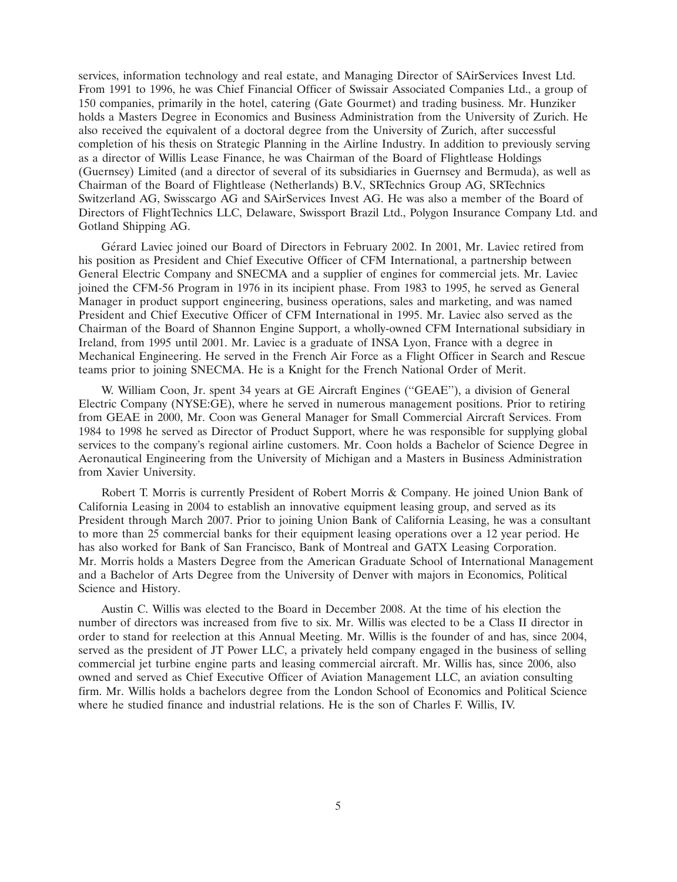services, information technology and real estate, and Managing Director of SAirServices Invest Ltd. From 1991 to 1996, he was Chief Financial Officer of Swissair Associated Companies Ltd., a group of 150 companies, primarily in the hotel, catering (Gate Gourmet) and trading business. Mr. Hunziker holds a Masters Degree in Economics and Business Administration from the University of Zurich. He also received the equivalent of a doctoral degree from the University of Zurich, after successful completion of his thesis on Strategic Planning in the Airline Industry. In addition to previously serving as a director of Willis Lease Finance, he was Chairman of the Board of Flightlease Holdings (Guernsey) Limited (and a director of several of its subsidiaries in Guernsey and Bermuda), as well as Chairman of the Board of Flightlease (Netherlands) B.V., SRTechnics Group AG, SRTechnics Switzerland AG, Swisscargo AG and SAirServices Invest AG. He was also a member of the Board of Directors of FlightTechnics LLC, Delaware, Swissport Brazil Ltd., Polygon Insurance Company Ltd. and Gotland Shipping AG.

Gérard Laviec joined our Board of Directors in February 2002. In 2001, Mr. Laviec retired from his position as President and Chief Executive Officer of CFM International, a partnership between General Electric Company and SNECMA and a supplier of engines for commercial jets. Mr. Laviec joined the CFM-56 Program in 1976 in its incipient phase. From 1983 to 1995, he served as General Manager in product support engineering, business operations, sales and marketing, and was named President and Chief Executive Officer of CFM International in 1995. Mr. Laviec also served as the Chairman of the Board of Shannon Engine Support, a wholly-owned CFM International subsidiary in Ireland, from 1995 until 2001. Mr. Laviec is a graduate of INSA Lyon, France with a degree in Mechanical Engineering. He served in the French Air Force as a Flight Officer in Search and Rescue teams prior to joining SNECMA. He is a Knight for the French National Order of Merit.

W. William Coon, Jr. spent 34 years at GE Aircraft Engines (''GEAE''), a division of General Electric Company (NYSE:GE), where he served in numerous management positions. Prior to retiring from GEAE in 2000, Mr. Coon was General Manager for Small Commercial Aircraft Services. From 1984 to 1998 he served as Director of Product Support, where he was responsible for supplying global services to the company's regional airline customers. Mr. Coon holds a Bachelor of Science Degree in Aeronautical Engineering from the University of Michigan and a Masters in Business Administration from Xavier University.

Robert T. Morris is currently President of Robert Morris & Company. He joined Union Bank of California Leasing in 2004 to establish an innovative equipment leasing group, and served as its President through March 2007. Prior to joining Union Bank of California Leasing, he was a consultant to more than 25 commercial banks for their equipment leasing operations over a 12 year period. He has also worked for Bank of San Francisco, Bank of Montreal and GATX Leasing Corporation. Mr. Morris holds a Masters Degree from the American Graduate School of International Management and a Bachelor of Arts Degree from the University of Denver with majors in Economics, Political Science and History.

Austin C. Willis was elected to the Board in December 2008. At the time of his election the number of directors was increased from five to six. Mr. Willis was elected to be a Class II director in order to stand for reelection at this Annual Meeting. Mr. Willis is the founder of and has, since 2004, served as the president of JT Power LLC, a privately held company engaged in the business of selling commercial jet turbine engine parts and leasing commercial aircraft. Mr. Willis has, since 2006, also owned and served as Chief Executive Officer of Aviation Management LLC, an aviation consulting firm. Mr. Willis holds a bachelors degree from the London School of Economics and Political Science where he studied finance and industrial relations. He is the son of Charles F. Willis, IV.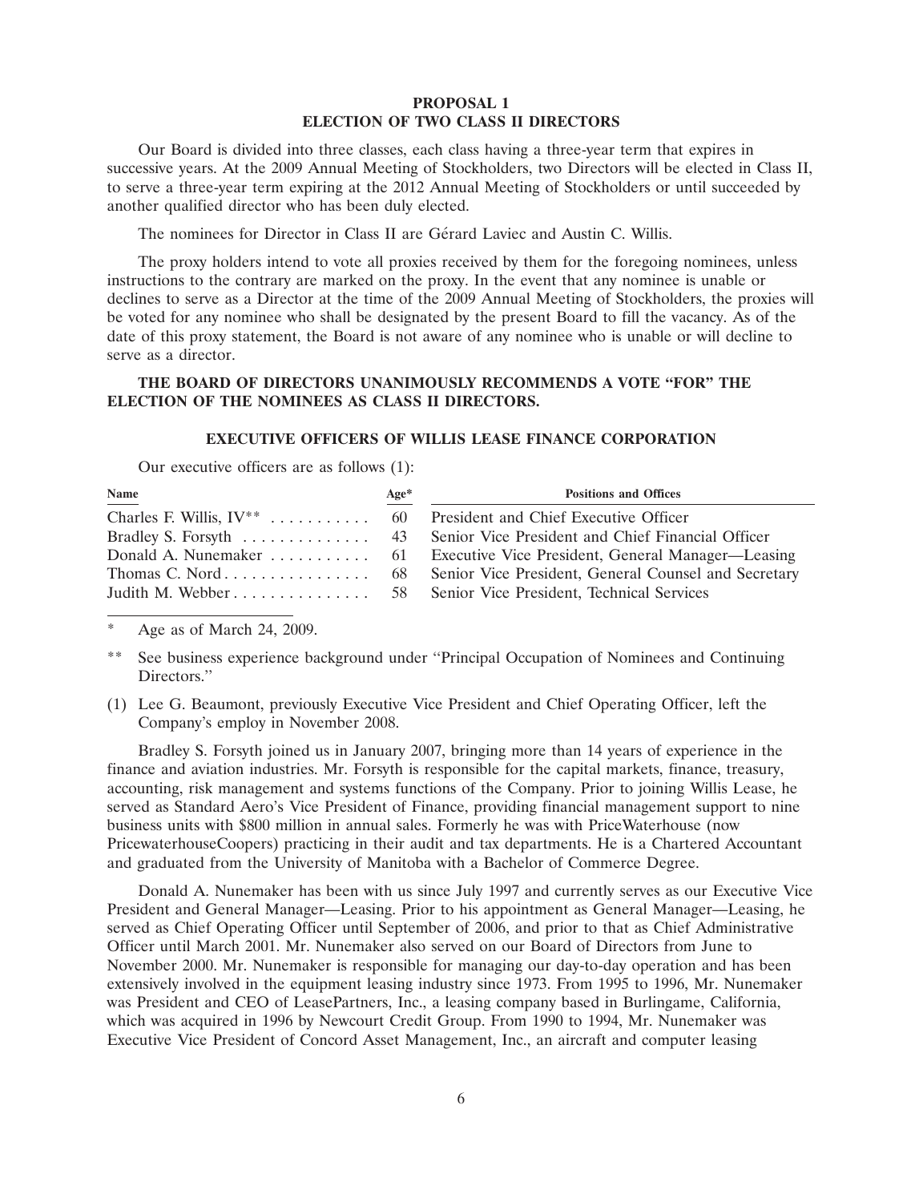## PROPOSAL 1
## ELECTION OF TWO CLASS II DIRECTORS

Our Board is divided into three classes, each class having a three-year term that expires in successive years. At the 2009 Annual Meeting of Stockholders, two Directors will be elected in Class II, to serve a three-year term expiring at the 2012 Annual Meeting of Stockholders or until succeeded by another qualified director who has been duly elected.

The nominees for Director in Class II are Gérard Laviec and Austin C. Willis.

The proxy holders intend to vote all proxies received by them for the foregoing nominees, unless instructions to the contrary are marked on the proxy. In the event that any nominee is unable or declines to serve as a Director at the time of the 2009 Annual Meeting of Stockholders, the proxies will be voted for any nominee who shall be designated by the present Board to fill the vacancy. As of the date of this proxy statement, the Board is not aware of any nominee who is unable or will decline to serve as a director.

**THE BOARD OF DIRECTORS UNANIMOUSLY RECOMMENDS A VOTE "FOR" THE ELECTION OF THE NOMINEES AS CLASS II DIRECTORS.**

## EXECUTIVE OFFICERS OF WILLIS LEASE FINANCE CORPORATION

Our executive officers are as follows (1):

| Name | Age* | Positions and Offices |
|---|---|---|
| Charles F. Willis, IV** | 60 | President and Chief Executive Officer |
| Bradley S. Forsyth | 43 | Senior Vice President and Chief Financial Officer |
| Donald A. Nunemaker | 61 | Executive Vice President, General Manager—Leasing |
| Thomas C. Nord | 68 | Senior Vice President, General Counsel and Secretary |
| Judith M. Webber | 58 | Senior Vice President, Technical Services |

\* Age as of March 24, 2009.

\** See business experience background under "Principal Occupation of Nominees and Continuing Directors."

(1) Lee G. Beaumont, previously Executive Vice President and Chief Operating Officer, left the Company's employ in November 2008.

Bradley S. Forsyth joined us in January 2007, bringing more than 14 years of experience in the finance and aviation industries. Mr. Forsyth is responsible for the capital markets, finance, treasury, accounting, risk management and systems functions of the Company. Prior to joining Willis Lease, he served as Standard Aero's Vice President of Finance, providing financial management support to nine business units with $800 million in annual sales. Formerly he was with PriceWaterhouse (now PricewaterhouseCoopers) practicing in their audit and tax departments. He is a Chartered Accountant and graduated from the University of Manitoba with a Bachelor of Commerce Degree.

Donald A. Nunemaker has been with us since July 1997 and currently serves as our Executive Vice President and General Manager—Leasing. Prior to his appointment as General Manager—Leasing, he served as Chief Operating Officer until September of 2006, and prior to that as Chief Administrative Officer until March 2001. Mr. Nunemaker also served on our Board of Directors from June to November 2000. Mr. Nunemaker is responsible for managing our day-to-day operation and has been extensively involved in the equipment leasing industry since 1973. From 1995 to 1996, Mr. Nunemaker was President and CEO of LeasePartners, Inc., a leasing company based in Burlingame, California, which was acquired in 1996 by Newcourt Credit Group. From 1990 to 1994, Mr. Nunemaker was Executive Vice President of Concord Asset Management, Inc., an aircraft and computer leasing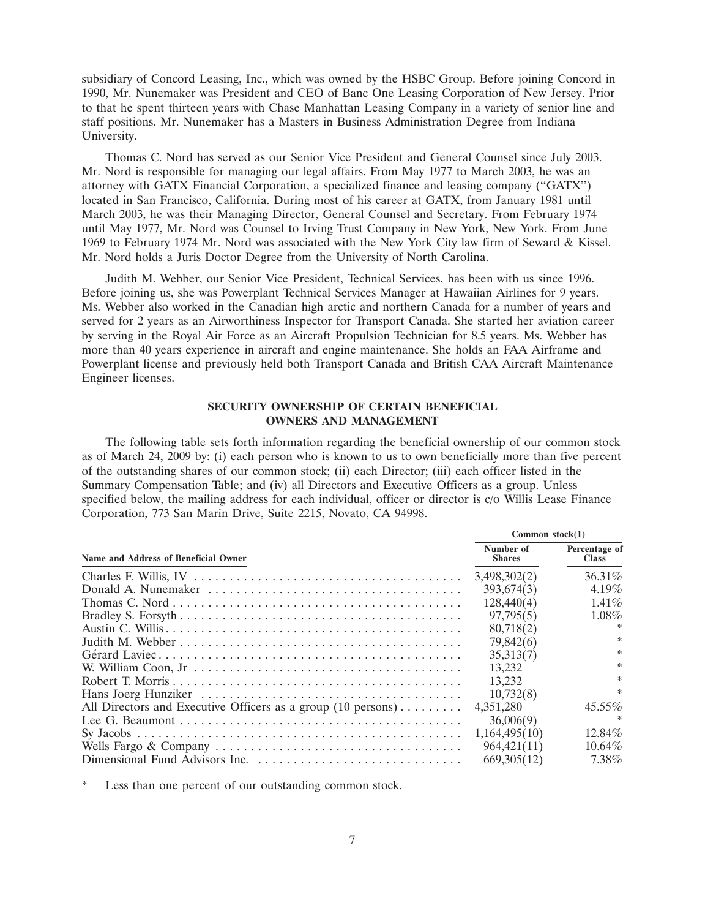subsidiary of Concord Leasing, Inc., which was owned by the HSBC Group. Before joining Concord in 1990, Mr. Nunemaker was President and CEO of Banc One Leasing Corporation of New Jersey. Prior to that he spent thirteen years with Chase Manhattan Leasing Company in a variety of senior line and staff positions. Mr. Nunemaker has a Masters in Business Administration Degree from Indiana University.

Thomas C. Nord has served as our Senior Vice President and General Counsel since July 2003. Mr. Nord is responsible for managing our legal affairs. From May 1977 to March 2003, he was an attorney with GATX Financial Corporation, a specialized finance and leasing company ("GATX") located in San Francisco, California. During most of his career at GATX, from January 1981 until March 2003, he was their Managing Director, General Counsel and Secretary. From February 1974 until May 1977, Mr. Nord was Counsel to Irving Trust Company in New York, New York. From June 1969 to February 1974 Mr. Nord was associated with the New York City law firm of Seward & Kissel. Mr. Nord holds a Juris Doctor Degree from the University of North Carolina.

Judith M. Webber, our Senior Vice President, Technical Services, has been with us since 1996. Before joining us, she was Powerplant Technical Services Manager at Hawaiian Airlines for 9 years. Ms. Webber also worked in the Canadian high arctic and northern Canada for a number of years and served for 2 years as an Airworthiness Inspector for Transport Canada. She started her aviation career by serving in the Royal Air Force as an Aircraft Propulsion Technician for 8.5 years. Ms. Webber has more than 40 years experience in aircraft and engine maintenance. She holds an FAA Airframe and Powerplant license and previously held both Transport Canada and British CAA Aircraft Maintenance Engineer licenses.

## SECURITY OWNERSHIP OF CERTAIN BENEFICIAL OWNERS AND MANAGEMENT

The following table sets forth information regarding the beneficial ownership of our common stock as of March 24, 2009 by: (i) each person who is known to us to own beneficially more than five percent of the outstanding shares of our common stock; (ii) each Director; (iii) each officer listed in the Summary Compensation Table; and (iv) all Directors and Executive Officers as a group. Unless specified below, the mailing address for each individual, officer or director is c/o Willis Lease Finance Corporation, 773 San Marin Drive, Suite 2215, Novato, CA 94998.

| | Common stock(1) | |
|---|---|---|
| Name and Address of Beneficial Owner | Number of Shares | Percentage of Class |
| Charles F. Willis, IV | 3,498,302(2) | 36.31% |
| Donald A. Nunemaker | 393,674(3) | 4.19% |
| Thomas C. Nord | 128,440(4) | 1.41% |
| Bradley S. Forsyth | 97,795(5) | 1.08% |
| Austin C. Willis | 80,718(2) | * |
| Judith M. Webber | 79,842(6) | * |
| Gérard Laviec | 35,313(7) | * |
| W. William Coon, Jr | 13,232 | * |
| Robert T. Morris | 13,232 | * |
| Hans Joerg Hunziker | 10,732(8) | * |
| All Directors and Executive Officers as a group (10 persons) | 4,351,280 | 45.55% |
| Lee G. Beaumont | 36,006(9) | * |
| Sy Jacobs | 1,164,495(10) | 12.84% |
| Wells Fargo & Company | 964,421(11) | 10.64% |
| Dimensional Fund Advisors Inc. | 669,305(12) | 7.38% |

\* Less than one percent of our outstanding common stock.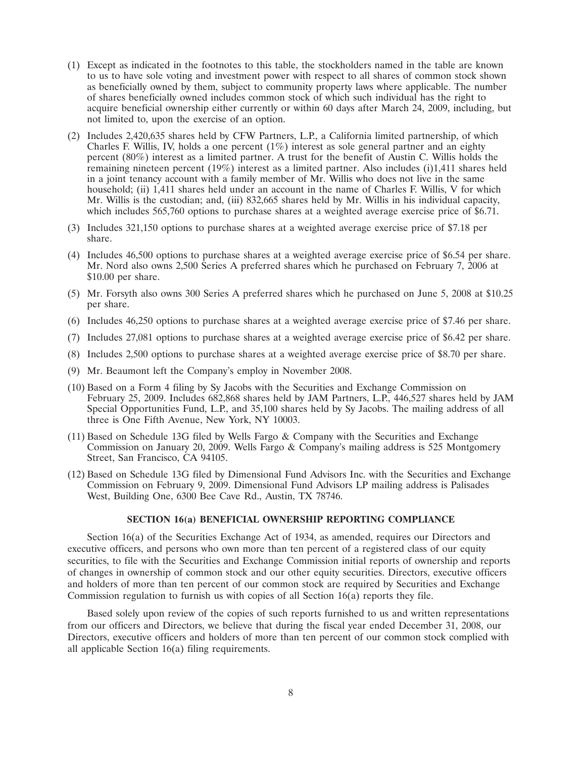(1) Except as indicated in the footnotes to this table, the stockholders named in the table are known to us to have sole voting and investment power with respect to all shares of common stock shown as beneficially owned by them, subject to community property laws where applicable. The number of shares beneficially owned includes common stock of which such individual has the right to acquire beneficial ownership either currently or within 60 days after March 24, 2009, including, but not limited to, upon the exercise of an option.

(2) Includes 2,420,635 shares held by CFW Partners, L.P., a California limited partnership, of which Charles F. Willis, IV, holds a one percent (1%) interest as sole general partner and an eighty percent (80%) interest as a limited partner. A trust for the benefit of Austin C. Willis holds the remaining nineteen percent (19%) interest as a limited partner. Also includes (i)1,411 shares held in a joint tenancy account with a family member of Mr. Willis who does not live in the same household; (ii) 1,411 shares held under an account in the name of Charles F. Willis, V for which Mr. Willis is the custodian; and, (iii) 832,665 shares held by Mr. Willis in his individual capacity, which includes 565,760 options to purchase shares at a weighted average exercise price of $6.71.

(3) Includes 321,150 options to purchase shares at a weighted average exercise price of $7.18 per share.

(4) Includes 46,500 options to purchase shares at a weighted average exercise price of $6.54 per share. Mr. Nord also owns 2,500 Series A preferred shares which he purchased on February 7, 2006 at $10.00 per share.

(5) Mr. Forsyth also owns 300 Series A preferred shares which he purchased on June 5, 2008 at $10.25 per share.

(6) Includes 46,250 options to purchase shares at a weighted average exercise price of $7.46 per share.

(7) Includes 27,081 options to purchase shares at a weighted average exercise price of $6.42 per share.

(8) Includes 2,500 options to purchase shares at a weighted average exercise price of $8.70 per share.

(9) Mr. Beaumont left the Company's employ in November 2008.

(10) Based on a Form 4 filing by Sy Jacobs with the Securities and Exchange Commission on February 25, 2009. Includes 682,868 shares held by JAM Partners, L.P., 446,527 shares held by JAM Special Opportunities Fund, L.P., and 35,100 shares held by Sy Jacobs. The mailing address of all three is One Fifth Avenue, New York, NY 10003.

(11) Based on Schedule 13G filed by Wells Fargo & Company with the Securities and Exchange Commission on January 20, 2009. Wells Fargo & Company's mailing address is 525 Montgomery Street, San Francisco, CA 94105.

(12) Based on Schedule 13G filed by Dimensional Fund Advisors Inc. with the Securities and Exchange Commission on February 9, 2009. Dimensional Fund Advisors LP mailing address is Palisades West, Building One, 6300 Bee Cave Rd., Austin, TX 78746.

## SECTION 16(a) BENEFICIAL OWNERSHIP REPORTING COMPLIANCE

Section 16(a) of the Securities Exchange Act of 1934, as amended, requires our Directors and executive officers, and persons who own more than ten percent of a registered class of our equity securities, to file with the Securities and Exchange Commission initial reports of ownership and reports of changes in ownership of common stock and our other equity securities. Directors, executive officers and holders of more than ten percent of our common stock are required by Securities and Exchange Commission regulation to furnish us with copies of all Section 16(a) reports they file.

Based solely upon review of the copies of such reports furnished to us and written representations from our officers and Directors, we believe that during the fiscal year ended December 31, 2008, our Directors, executive officers and holders of more than ten percent of our common stock complied with all applicable Section 16(a) filing requirements.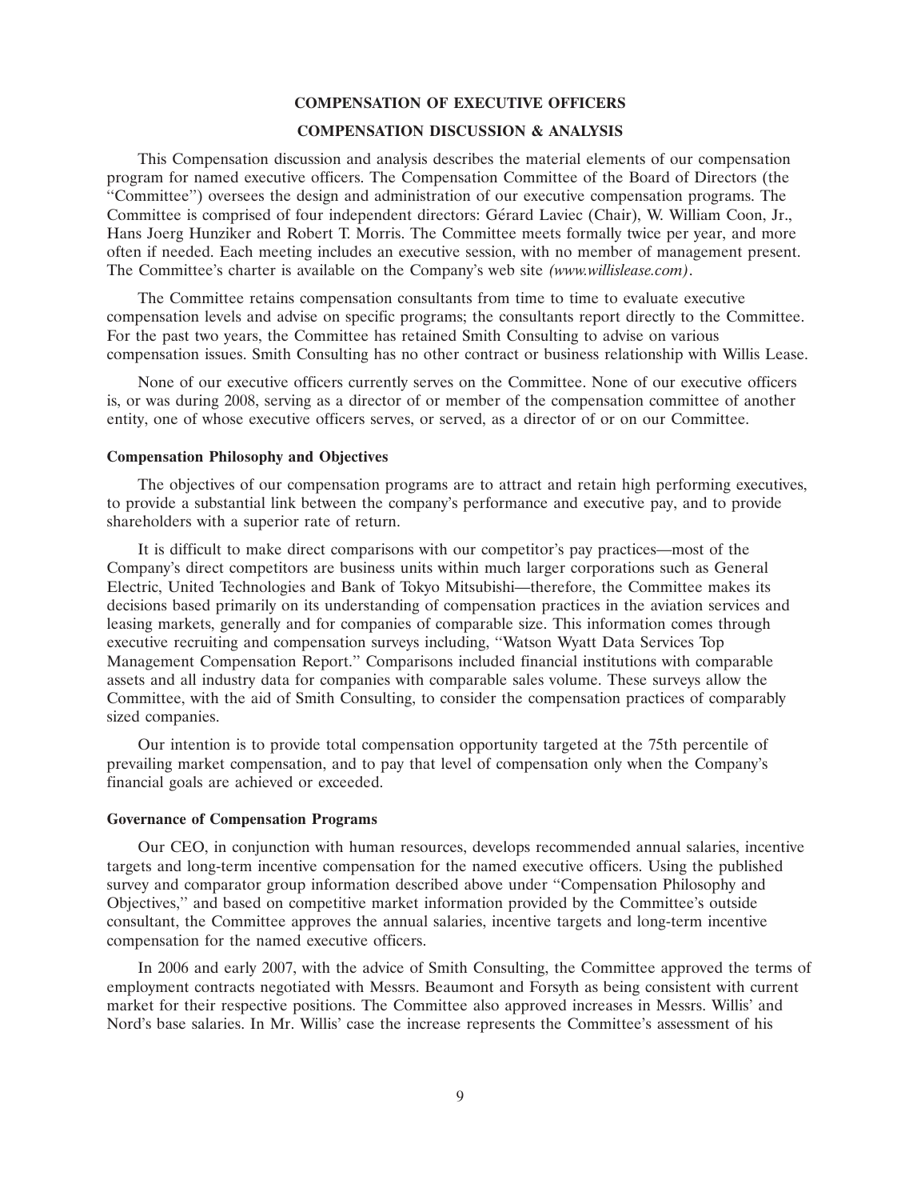## COMPENSATION OF EXECUTIVE OFFICERS

## COMPENSATION DISCUSSION & ANALYSIS

This Compensation discussion and analysis describes the material elements of our compensation program for named executive officers. The Compensation Committee of the Board of Directors (the ''Committee'') oversees the design and administration of our executive compensation programs. The Committee is comprised of four independent directors: Gérard Laviec (Chair), W. William Coon, Jr., Hans Joerg Hunziker and Robert T. Morris. The Committee meets formally twice per year, and more often if needed. Each meeting includes an executive session, with no member of management present. The Committee's charter is available on the Company's web site *(www.willislease.com)*.

The Committee retains compensation consultants from time to time to evaluate executive compensation levels and advise on specific programs; the consultants report directly to the Committee. For the past two years, the Committee has retained Smith Consulting to advise on various compensation issues. Smith Consulting has no other contract or business relationship with Willis Lease.

None of our executive officers currently serves on the Committee. None of our executive officers is, or was during 2008, serving as a director of or member of the compensation committee of another entity, one of whose executive officers serves, or served, as a director of or on our Committee.

### Compensation Philosophy and Objectives

The objectives of our compensation programs are to attract and retain high performing executives, to provide a substantial link between the company's performance and executive pay, and to provide shareholders with a superior rate of return.

It is difficult to make direct comparisons with our competitor's pay practices—most of the Company's direct competitors are business units within much larger corporations such as General Electric, United Technologies and Bank of Tokyo Mitsubishi—therefore, the Committee makes its decisions based primarily on its understanding of compensation practices in the aviation services and leasing markets, generally and for companies of comparable size. This information comes through executive recruiting and compensation surveys including, ''Watson Wyatt Data Services Top Management Compensation Report.'' Comparisons included financial institutions with comparable assets and all industry data for companies with comparable sales volume. These surveys allow the Committee, with the aid of Smith Consulting, to consider the compensation practices of comparably sized companies.

Our intention is to provide total compensation opportunity targeted at the 75th percentile of prevailing market compensation, and to pay that level of compensation only when the Company's financial goals are achieved or exceeded.

### Governance of Compensation Programs

Our CEO, in conjunction with human resources, develops recommended annual salaries, incentive targets and long-term incentive compensation for the named executive officers. Using the published survey and comparator group information described above under ''Compensation Philosophy and Objectives,'' and based on competitive market information provided by the Committee's outside consultant, the Committee approves the annual salaries, incentive targets and long-term incentive compensation for the named executive officers.

In 2006 and early 2007, with the advice of Smith Consulting, the Committee approved the terms of employment contracts negotiated with Messrs. Beaumont and Forsyth as being consistent with current market for their respective positions. The Committee also approved increases in Messrs. Willis' and Nord's base salaries. In Mr. Willis' case the increase represents the Committee's assessment of his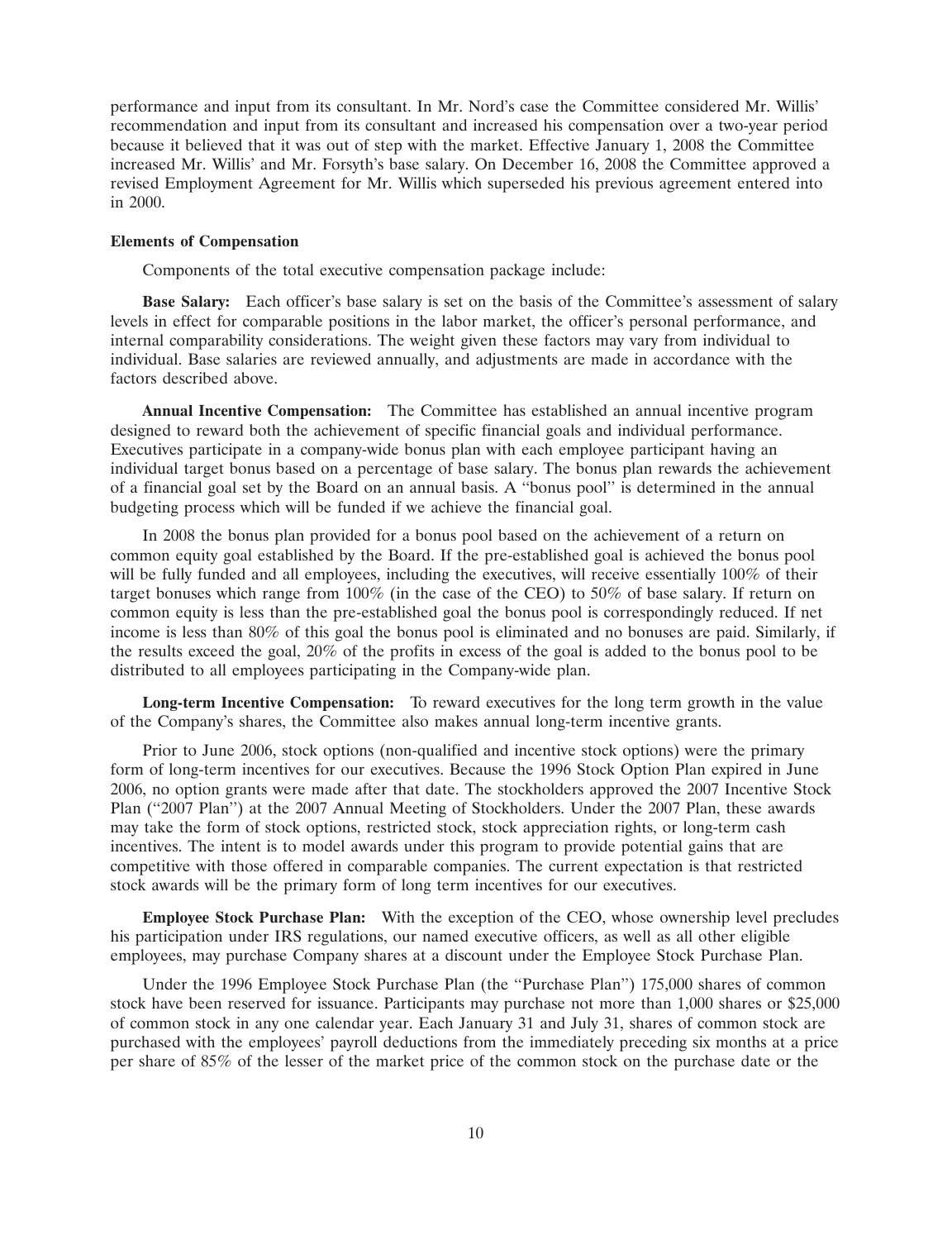performance and input from its consultant. In Mr. Nord's case the Committee considered Mr. Willis' recommendation and input from its consultant and increased his compensation over a two-year period because it believed that it was out of step with the market. Effective January 1, 2008 the Committee increased Mr. Willis' and Mr. Forsyth's base salary. On December 16, 2008 the Committee approved a revised Employment Agreement for Mr. Willis which superseded his previous agreement entered into in 2000.

**Elements of Compensation**

Components of the total executive compensation package include:

**Base Salary:** Each officer's base salary is set on the basis of the Committee's assessment of salary levels in effect for comparable positions in the labor market, the officer's personal performance, and internal comparability considerations. The weight given these factors may vary from individual to individual. Base salaries are reviewed annually, and adjustments are made in accordance with the factors described above.

**Annual Incentive Compensation:** The Committee has established an annual incentive program designed to reward both the achievement of specific financial goals and individual performance. Executives participate in a company-wide bonus plan with each employee participant having an individual target bonus based on a percentage of base salary. The bonus plan rewards the achievement of a financial goal set by the Board on an annual basis. A "bonus pool" is determined in the annual budgeting process which will be funded if we achieve the financial goal.

In 2008 the bonus plan provided for a bonus pool based on the achievement of a return on common equity goal established by the Board. If the pre-established goal is achieved the bonus pool will be fully funded and all employees, including the executives, will receive essentially 100% of their target bonuses which range from 100% (in the case of the CEO) to 50% of base salary. If return on common equity is less than the pre-established goal the bonus pool is correspondingly reduced. If net income is less than 80% of this goal the bonus pool is eliminated and no bonuses are paid. Similarly, if the results exceed the goal, 20% of the profits in excess of the goal is added to the bonus pool to be distributed to all employees participating in the Company-wide plan.

**Long-term Incentive Compensation:** To reward executives for the long term growth in the value of the Company's shares, the Committee also makes annual long-term incentive grants.

Prior to June 2006, stock options (non-qualified and incentive stock options) were the primary form of long-term incentives for our executives. Because the 1996 Stock Option Plan expired in June 2006, no option grants were made after that date. The stockholders approved the 2007 Incentive Stock Plan ("2007 Plan") at the 2007 Annual Meeting of Stockholders. Under the 2007 Plan, these awards may take the form of stock options, restricted stock, stock appreciation rights, or long-term cash incentives. The intent is to model awards under this program to provide potential gains that are competitive with those offered in comparable companies. The current expectation is that restricted stock awards will be the primary form of long term incentives for our executives.

**Employee Stock Purchase Plan:** With the exception of the CEO, whose ownership level precludes his participation under IRS regulations, our named executive officers, as well as all other eligible employees, may purchase Company shares at a discount under the Employee Stock Purchase Plan.

Under the 1996 Employee Stock Purchase Plan (the "Purchase Plan") 175,000 shares of common stock have been reserved for issuance. Participants may purchase not more than 1,000 shares or $25,000 of common stock in any one calendar year. Each January 31 and July 31, shares of common stock are purchased with the employees' payroll deductions from the immediately preceding six months at a price per share of 85% of the lesser of the market price of the common stock on the purchase date or the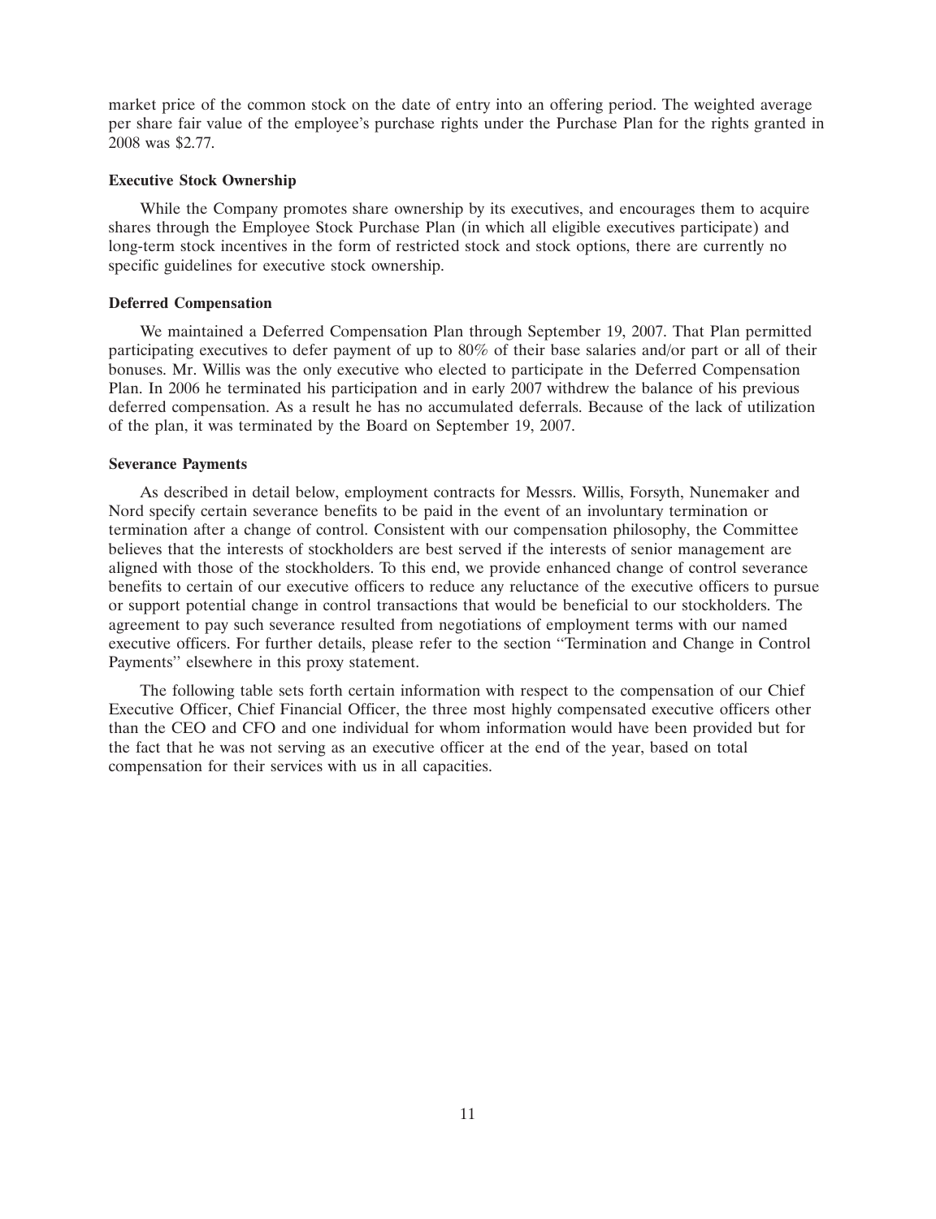market price of the common stock on the date of entry into an offering period. The weighted average per share fair value of the employee's purchase rights under the Purchase Plan for the rights granted in 2008 was $2.77.

**Executive Stock Ownership**

While the Company promotes share ownership by its executives, and encourages them to acquire shares through the Employee Stock Purchase Plan (in which all eligible executives participate) and long-term stock incentives in the form of restricted stock and stock options, there are currently no specific guidelines for executive stock ownership.

**Deferred Compensation**

We maintained a Deferred Compensation Plan through September 19, 2007. That Plan permitted participating executives to defer payment of up to 80% of their base salaries and/or part or all of their bonuses. Mr. Willis was the only executive who elected to participate in the Deferred Compensation Plan. In 2006 he terminated his participation and in early 2007 withdrew the balance of his previous deferred compensation. As a result he has no accumulated deferrals. Because of the lack of utilization of the plan, it was terminated by the Board on September 19, 2007.

**Severance Payments**

As described in detail below, employment contracts for Messrs. Willis, Forsyth, Nunemaker and Nord specify certain severance benefits to be paid in the event of an involuntary termination or termination after a change of control. Consistent with our compensation philosophy, the Committee believes that the interests of stockholders are best served if the interests of senior management are aligned with those of the stockholders. To this end, we provide enhanced change of control severance benefits to certain of our executive officers to reduce any reluctance of the executive officers to pursue or support potential change in control transactions that would be beneficial to our stockholders. The agreement to pay such severance resulted from negotiations of employment terms with our named executive officers. For further details, please refer to the section ''Termination and Change in Control Payments'' elsewhere in this proxy statement.

The following table sets forth certain information with respect to the compensation of our Chief Executive Officer, Chief Financial Officer, the three most highly compensated executive officers other than the CEO and CFO and one individual for whom information would have been provided but for the fact that he was not serving as an executive officer at the end of the year, based on total compensation for their services with us in all capacities.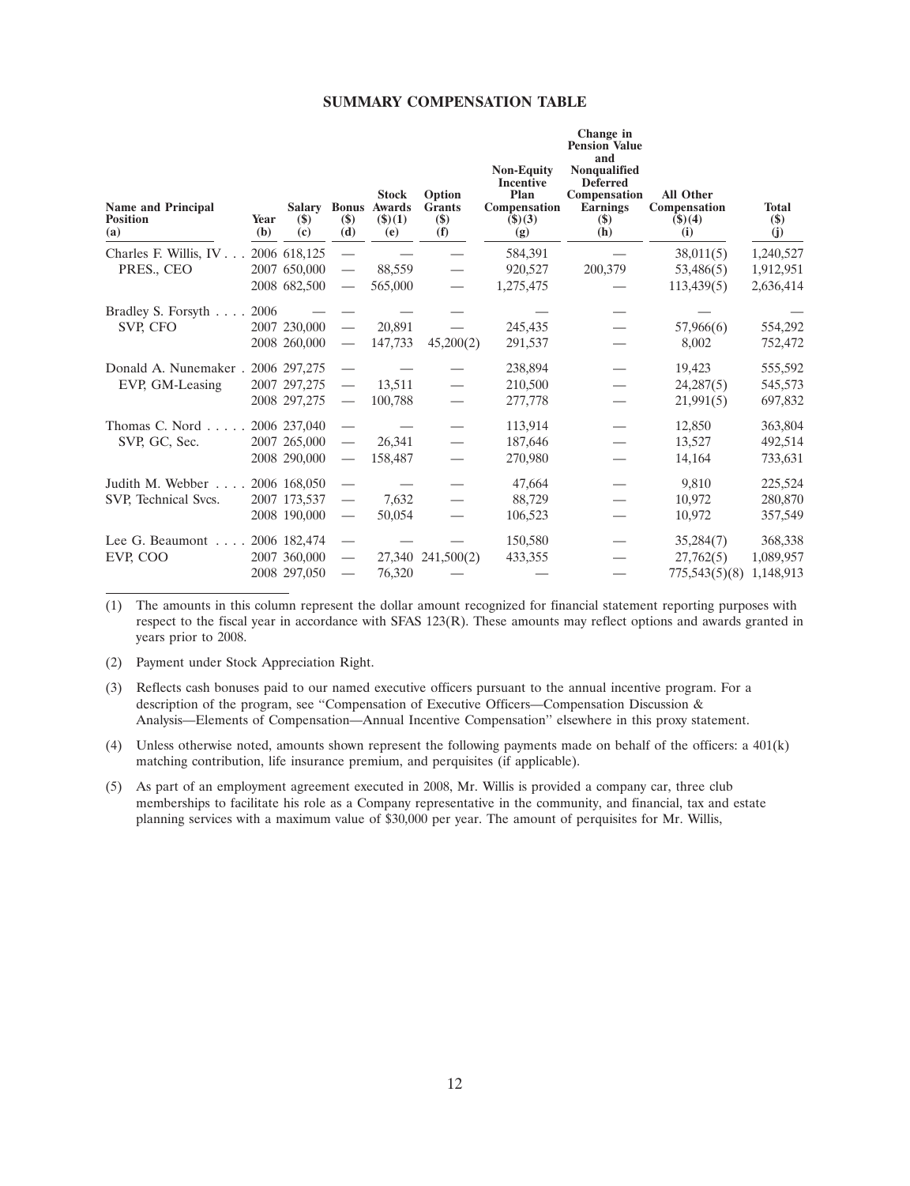## SUMMARY COMPENSATION TABLE

| Name and Principal Position (a) | Year (b) | Salary ($) (c) | Bonus ($) (d) | Stock Awards ($)(1) (e) | Option Grants ($) (f) | Non-Equity Incentive Plan Compensation ($)(3) (g) | Change in Pension Value and Nonqualified Deferred Compensation Earnings ($) (h) | All Other Compensation ($)(4) (i) | Total ($) (j) |
|---|---|---|---|---|---|---|---|---|---|
| Charles F. Willis, IV | 2006 | 618,125 | — | — | — | 584,391 | — | 38,011(5) | 1,240,527 |
| PRES., CEO | 2007 | 650,000 | — | 88,559 | — | 920,527 | 200,379 | 53,486(5) | 1,912,951 |
| | 2008 | 682,500 | — | 565,000 | — | 1,275,475 | — | 113,439(5) | 2,636,414 |
| Bradley S. Forsyth | 2006 | — | — | — | — | — | — | — | — |
| SVP, CFO | 2007 | 230,000 | — | 20,891 | — | 245,435 | — | 57,966(6) | 554,292 |
| | 2008 | 260,000 | — | 147,733 | 45,200(2) | 291,537 | — | 8,002 | 752,472 |
| Donald A. Nunemaker | 2006 | 297,275 | — | — | — | 238,894 | — | 19,423 | 555,592 |
| EVP, GM-Leasing | 2007 | 297,275 | — | 13,511 | — | 210,500 | — | 24,287(5) | 545,573 |
| | 2008 | 297,275 | — | 100,788 | — | 277,778 | — | 21,991(5) | 697,832 |
| Thomas C. Nord | 2006 | 237,040 | — | — | — | 113,914 | — | 12,850 | 363,804 |
| SVP, GC, Sec. | 2007 | 265,000 | — | 26,341 | — | 187,646 | — | 13,527 | 492,514 |
| | 2008 | 290,000 | — | 158,487 | — | 270,980 | — | 14,164 | 733,631 |
| Judith M. Webber | 2006 | 168,050 | — | — | — | 47,664 | — | 9,810 | 225,524 |
| SVP, Technical Svcs. | 2007 | 173,537 | — | 7,632 | — | 88,729 | — | 10,972 | 280,870 |
| | 2008 | 190,000 | — | 50,054 | — | 106,523 | — | 10,972 | 357,549 |
| Lee G. Beaumont | 2006 | 182,474 | — | — | — | 150,580 | — | 35,284(7) | 368,338 |
| EVP, COO | 2007 | 360,000 | — | 27,340 | 241,500(2) | 433,355 | — | 27,762(5) | 1,089,957 |
| | 2008 | 297,050 | — | 76,320 | — | — | — | 775,543(5)(8) | 1,148,913 |

(1) The amounts in this column represent the dollar amount recognized for financial statement reporting purposes with respect to the fiscal year in accordance with SFAS 123(R). These amounts may reflect options and awards granted in years prior to 2008.

(2) Payment under Stock Appreciation Right.

(3) Reflects cash bonuses paid to our named executive officers pursuant to the annual incentive program. For a description of the program, see "Compensation of Executive Officers—Compensation Discussion & Analysis—Elements of Compensation—Annual Incentive Compensation" elsewhere in this proxy statement.

(4) Unless otherwise noted, amounts shown represent the following payments made on behalf of the officers: a 401(k) matching contribution, life insurance premium, and perquisites (if applicable).

(5) As part of an employment agreement executed in 2008, Mr. Willis is provided a company car, three club memberships to facilitate his role as a Company representative in the community, and financial, tax and estate planning services with a maximum value of $30,000 per year. The amount of perquisites for Mr. Willis,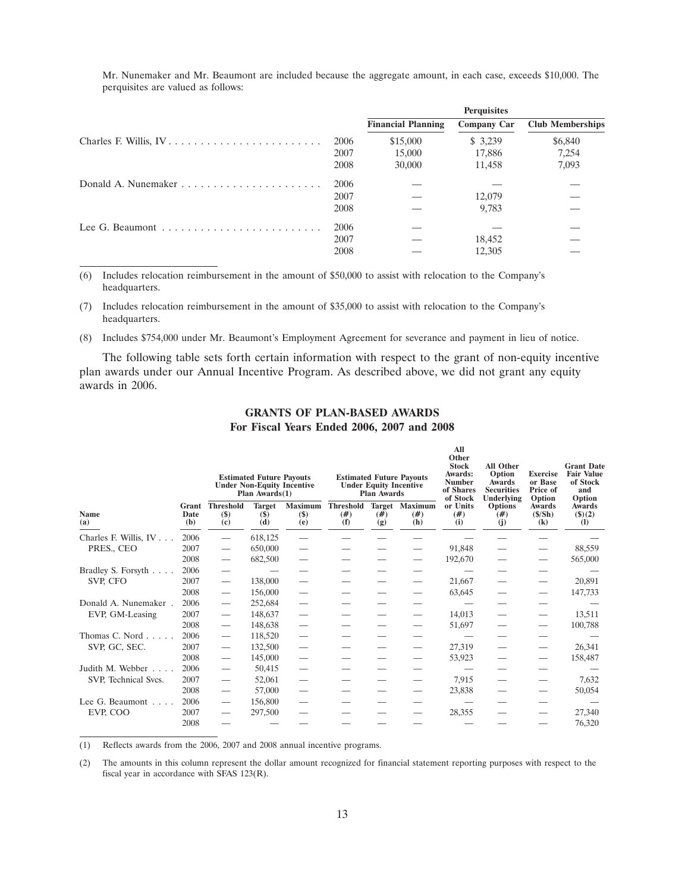Mr. Nunemaker and Mr. Beaumont are included because the aggregate amount, in each case, exceeds $10,000. The perquisites are valued as follows:

| | | Perquisites | | |
|---|---|---|---|---|
| | | Financial Planning | Company Car | Club Memberships |
| Charles F. Willis, IV | 2006 | $15,000 | $ 3,239 | $6,840 |
| | 2007 | 15,000 | 17,886 | 7,254 |
| | 2008 | 30,000 | 11,458 | 7,093 |
| Donald A. Nunemaker | 2006 | — | — | — |
| | 2007 | — | 12,079 | — |
| | 2008 | — | 9,783 | — |
| Lee G. Beaumont | 2006 | — | — | — |
| | 2007 | — | 18,452 | — |
| | 2008 | — | 12,305 | — |

(6) Includes relocation reimbursement in the amount of $50,000 to assist with relocation to the Company's headquarters.

(7) Includes relocation reimbursement in the amount of $35,000 to assist with relocation to the Company's headquarters.

(8) Includes $754,000 under Mr. Beaumont's Employment Agreement for severance and payment in lieu of notice.

The following table sets forth certain information with respect to the grant of non-equity incentive plan awards under our Annual Incentive Program. As described above, we did not grant any equity awards in 2006.

## GRANTS OF PLAN-BASED AWARDS
### For Fiscal Years Ended 2006, 2007 and 2008

| | | Estimated Future Payouts Under Non-Equity Incentive Plan Awards(1) | | | Estimated Future Payouts Under Equity Incentive Plan Awards | | | All Other Stock Awards: Number of Shares of Stock or Units | All Other Option Awards Securities Underlying Options | Exercise or Base Price of Option Awards | Grant Date Fair Value of Stock and Option Awards |
|---|---|---|---|---|---|---|---|---|---|---|---|
| Name (a) | Grant Date (b) | Threshold ($) (c) | Target ($) (d) | Maximum ($) (e) | Threshold (#) (f) | Target (#) (g) | Maximum (#) (h) | (#) (i) | (#) (j) | ($/Sh) (k) | ($)(2) (l) |
| Charles F. Willis, IV | 2006 | — | 618,125 | — | — | — | — | — | — | — | — |
| PRES., CEO | 2007 | — | 650,000 | — | — | — | — | 91,848 | — | — | 88,559 |
| | 2008 | — | 682,500 | — | — | — | — | 192,670 | — | — | 565,000 |
| Bradley S. Forsyth | 2006 | — | — | — | — | — | — | — | — | — | — |
| SVP, CFO | 2007 | — | 138,000 | — | — | — | — | 21,667 | — | — | 20,891 |
| | 2008 | — | 156,000 | — | — | — | — | 63,645 | — | — | 147,733 |
| Donald A. Nunemaker | 2006 | — | 252,684 | — | — | — | — | — | — | — | — |
| EVP, GM-Leasing | 2007 | — | 148,637 | — | — | — | — | 14,013 | — | — | 13,511 |
| | 2008 | — | 148,638 | — | — | — | — | 51,697 | — | — | 100,788 |
| Thomas C. Nord | 2006 | — | 118,520 | — | — | — | — | — | — | — | — |
| SVP, GC, SEC. | 2007 | — | 132,500 | — | — | — | — | 27,319 | — | — | 26,341 |
| | 2008 | — | 145,000 | — | — | — | — | 53,923 | — | — | 158,487 |
| Judith M. Webber | 2006 | — | 50,415 | — | — | — | — | — | — | — | — |
| SVP, Technical Svcs. | 2007 | — | 52,061 | — | — | — | — | 7,915 | — | — | 7,632 |
| | 2008 | — | 57,000 | — | — | — | — | 23,838 | — | — | 50,054 |
| Lee G. Beaumont | 2006 | — | 156,800 | — | — | — | — | — | — | — | — |
| EVP, COO | 2007 | — | 297,500 | — | — | — | — | 28,355 | — | — | 27,340 |
| | 2008 | — | — | — | — | — | — | — | — | — | 76,320 |

(1) Reflects awards from the 2006, 2007 and 2008 annual incentive programs.

(2) The amounts in this column represent the dollar amount recognized for financial statement reporting purposes with respect to the fiscal year in accordance with SFAS 123(R).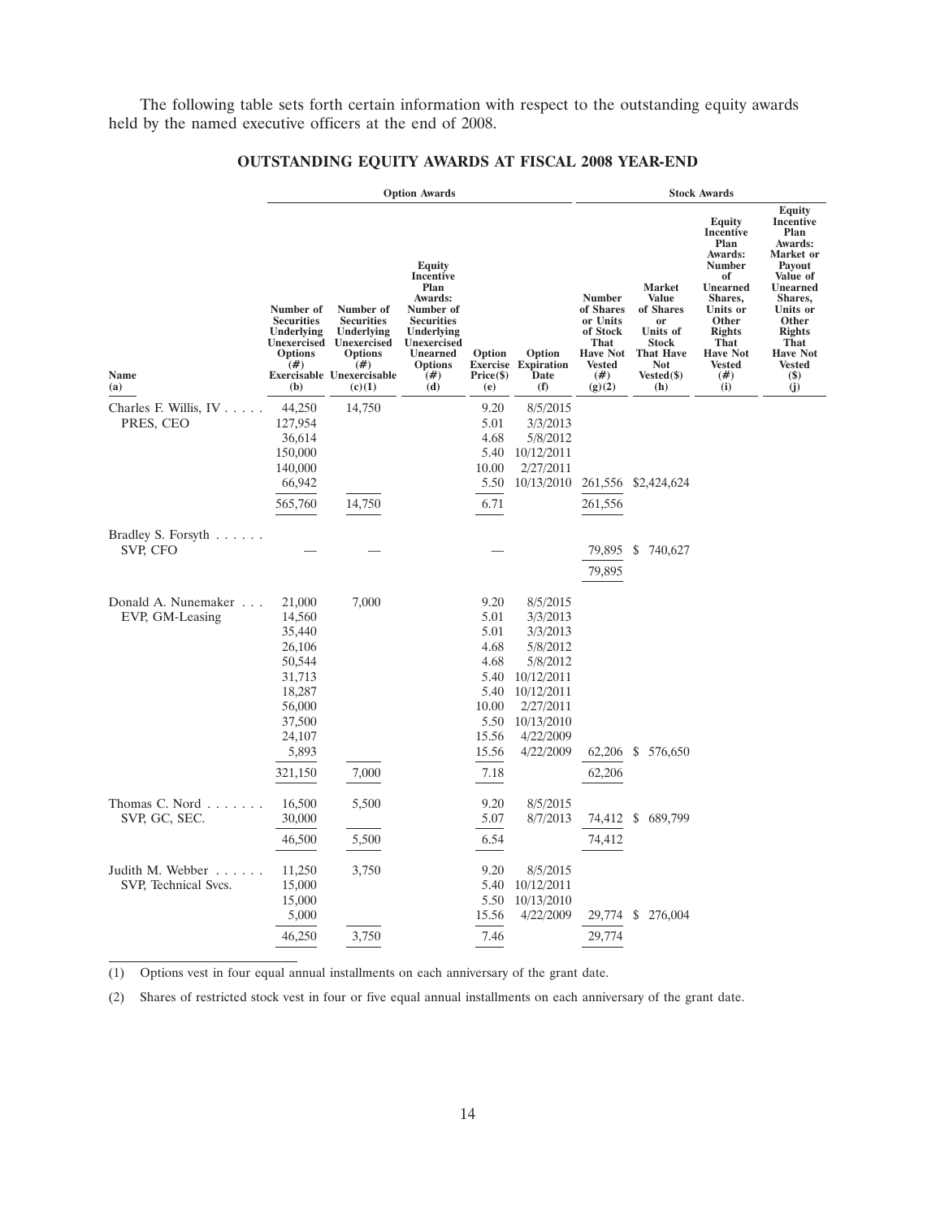The following table sets forth certain information with respect to the outstanding equity awards held by the named executive officers at the end of 2008.

## OUTSTANDING EQUITY AWARDS AT FISCAL 2008 YEAR-END

| | Option Awards | | | | | Stock Awards | | | |
|---|---|---|---|---|---|---|---|---|---|
| Name (a) | Number of Securities Underlying Unexercised Options (#) Exercisable (b) | Number of Securities Underlying Unexercised Options (#) Unexercisable (c)(1) | Equity Incentive Plan Awards: Number of Securities Underlying Unexercised Unearned Options (#) (d) | Option Exercise Price($) (e) | Option Expiration Date (f) | Number of Shares or Units of Stock That Have Not Vested (#) (g)(2) | Market Value of Shares or Units of Stock That Have Not Vested($) (h) | Equity Incentive Plan Awards: Number of Unearned Shares, Units or Other Rights That Have Not Vested (#) (i) | Equity Incentive Plan Awards: Market or Payout Value of Unearned Shares, Units or Other Rights That Have Not Vested ($) (j) |
| Charles F. Willis, IV PRES, CEO | 44,250 | 14,750 | | 9.20 | 8/5/2015 | | | | |
| | 127,954 | | | 5.01 | 3/3/2013 | | | | |
| | 36,614 | | | 4.68 | 5/8/2012 | | | | |
| | 150,000 | | | 5.40 | 10/12/2011 | | | | |
| | 140,000 | | | 10.00 | 2/27/2011 | | | | |
| | 66,942 | | | 5.50 | 10/13/2010 | 261,556 | $2,424,624 | | |
| | 565,760 | 14,750 | | 6.71 | | 261,556 | | | |
| Bradley S. Forsyth SVP, CFO | — | — | | — | | 79,895 | $ 740,627 | | |
| | | | | | | 79,895 | | | |
| Donald A. Nunemaker EVP, GM-Leasing | 21,000 | 7,000 | | 9.20 | 8/5/2015 | | | | |
| | 14,560 | | | 5.01 | 3/3/2013 | | | | |
| | 35,440 | | | 5.01 | 3/3/2013 | | | | |
| | 26,106 | | | 4.68 | 5/8/2012 | | | | |
| | 50,544 | | | 4.68 | 5/8/2012 | | | | |
| | 31,713 | | | 5.40 | 10/12/2011 | | | | |
| | 18,287 | | | 5.40 | 10/12/2011 | | | | |
| | 56,000 | | | 10.00 | 2/27/2011 | | | | |
| | 37,500 | | | 5.50 | 10/13/2010 | | | | |
| | 24,107 | | | 15.56 | 4/22/2009 | | | | |
| | 5,893 | | | 15.56 | 4/22/2009 | 62,206 | $ 576,650 | | |
| | 321,150 | 7,000 | | 7.18 | | 62,206 | | | |
| Thomas C. Nord SVP, GC, SEC. | 16,500 | 5,500 | | 9.20 | 8/5/2015 | | | | |
| | 30,000 | | | 5.07 | 8/7/2013 | 74,412 | $ 689,799 | | |
| | 46,500 | 5,500 | | 6.54 | | 74,412 | | | |
| Judith M. Webber SVP, Technical Svcs. | 11,250 | 3,750 | | 9.20 | 8/5/2015 | | | | |
| | 15,000 | | | 5.40 | 10/12/2011 | | | | |
| | 15,000 | | | 5.50 | 10/13/2010 | | | | |
| | 5,000 | | | 15.56 | 4/22/2009 | 29,774 | $ 276,004 | | |
| | 46,250 | 3,750 | | 7.46 | | 29,774 | | | |

(1) Options vest in four equal annual installments on each anniversary of the grant date.

(2) Shares of restricted stock vest in four or five equal annual installments on each anniversary of the grant date.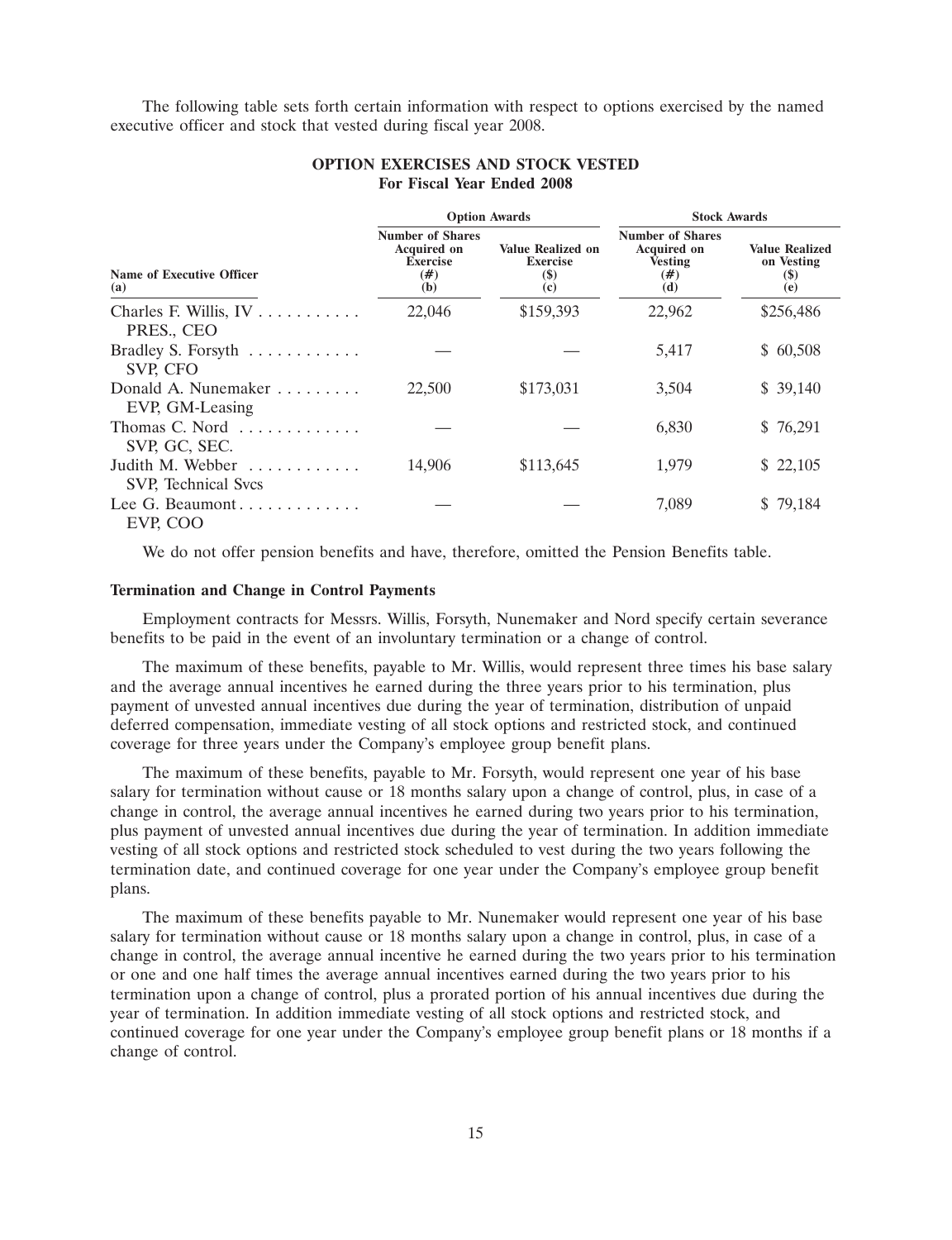The following table sets forth certain information with respect to options exercised by the named executive officer and stock that vested during fiscal year 2008.

**OPTION EXERCISES AND STOCK VESTED**
**For Fiscal Year Ended 2008**

| | Option Awards | | Stock Awards | |
|---|---|---|---|---|
| Name of Executive Officer (a) | Number of Shares Acquired on Exercise (#) (b) | Value Realized on Exercise ($) (c) | Number of Shares Acquired on Vesting (#) (d) | Value Realized on Vesting ($) (e) |
| Charles F. Willis, IV PRES., CEO | 22,046 | $159,393 | 22,962 | $256,486 |
| Bradley S. Forsyth SVP, CFO | — | — | 5,417 | $ 60,508 |
| Donald A. Nunemaker EVP, GM-Leasing | 22,500 | $173,031 | 3,504 | $ 39,140 |
| Thomas C. Nord SVP, GC, SEC. | — | — | 6,830 | $ 76,291 |
| Judith M. Webber SVP, Technical Svcs | 14,906 | $113,645 | 1,979 | $ 22,105 |
| Lee G. Beaumont EVP, COO | — | — | 7,089 | $ 79,184 |

We do not offer pension benefits and have, therefore, omitted the Pension Benefits table.

**Termination and Change in Control Payments**

Employment contracts for Messrs. Willis, Forsyth, Nunemaker and Nord specify certain severance benefits to be paid in the event of an involuntary termination or a change of control.

The maximum of these benefits, payable to Mr. Willis, would represent three times his base salary and the average annual incentives he earned during the three years prior to his termination, plus payment of unvested annual incentives due during the year of termination, distribution of unpaid deferred compensation, immediate vesting of all stock options and restricted stock, and continued coverage for three years under the Company's employee group benefit plans.

The maximum of these benefits, payable to Mr. Forsyth, would represent one year of his base salary for termination without cause or 18 months salary upon a change of control, plus, in case of a change in control, the average annual incentives he earned during two years prior to his termination, plus payment of unvested annual incentives due during the year of termination. In addition immediate vesting of all stock options and restricted stock scheduled to vest during the two years following the termination date, and continued coverage for one year under the Company's employee group benefit plans.

The maximum of these benefits payable to Mr. Nunemaker would represent one year of his base salary for termination without cause or 18 months salary upon a change in control, plus, in case of a change in control, the average annual incentive he earned during the two years prior to his termination or one and one half times the average annual incentives earned during the two years prior to his termination upon a change of control, plus a prorated portion of his annual incentives due during the year of termination. In addition immediate vesting of all stock options and restricted stock, and continued coverage for one year under the Company's employee group benefit plans or 18 months if a change of control.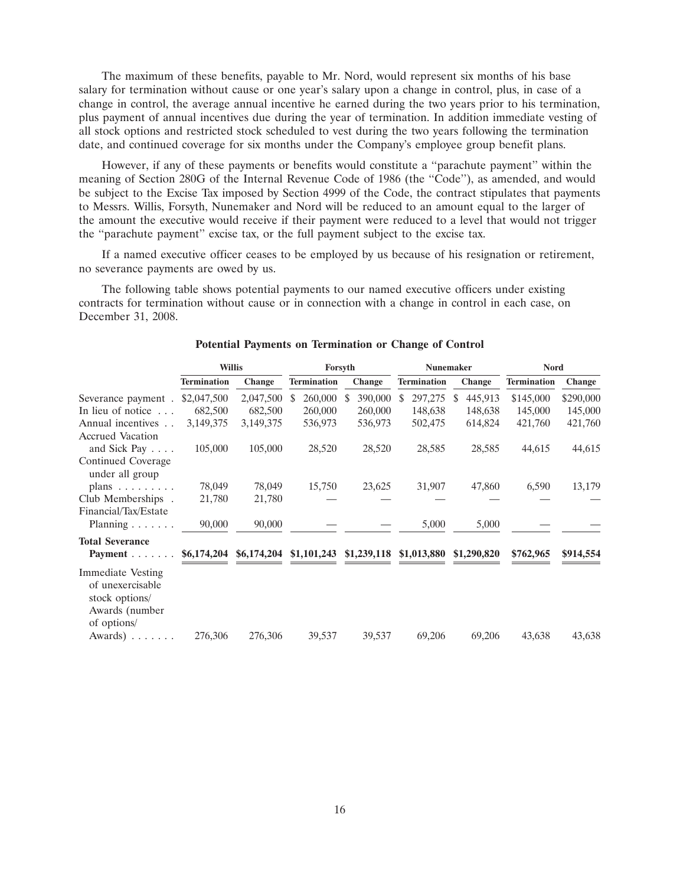The maximum of these benefits, payable to Mr. Nord, would represent six months of his base salary for termination without cause or one year's salary upon a change in control, plus, in case of a change in control, the average annual incentive he earned during the two years prior to his termination, plus payment of annual incentives due during the year of termination. In addition immediate vesting of all stock options and restricted stock scheduled to vest during the two years following the termination date, and continued coverage for six months under the Company's employee group benefit plans.

However, if any of these payments or benefits would constitute a "parachute payment" within the meaning of Section 280G of the Internal Revenue Code of 1986 (the "Code"), as amended, and would be subject to the Excise Tax imposed by Section 4999 of the Code, the contract stipulates that payments to Messrs. Willis, Forsyth, Nunemaker and Nord will be reduced to an amount equal to the larger of the amount the executive would receive if their payment were reduced to a level that would not trigger the "parachute payment" excise tax, or the full payment subject to the excise tax.

If a named executive officer ceases to be employed by us because of his resignation or retirement, no severance payments are owed by us.

The following table shows potential payments to our named executive officers under existing contracts for termination without cause or in connection with a change in control in each case, on December 31, 2008.

**Potential Payments on Termination or Change of Control**

| | Willis | | Forsyth | | Nunemaker | | Nord | |
|---|---|---|---|---|---|---|---|---|
| | Termination | Change | Termination | Change | Termination | Change | Termination | Change |
| Severance payment | $2,047,500 | 2,047,500 | $ 260,000 | $ 390,000 | $ 297,275 | $ 445,913 | $145,000 | $290,000 |
| In lieu of notice | 682,500 | 682,500 | 260,000 | 260,000 | 148,638 | 148,638 | 145,000 | 145,000 |
| Annual incentives | 3,149,375 | 3,149,375 | 536,973 | 536,973 | 502,475 | 614,824 | 421,760 | 421,760 |
| Accrued Vacation and Sick Pay | 105,000 | 105,000 | 28,520 | 28,520 | 28,585 | 28,585 | 44,615 | 44,615 |
| Continued Coverage under all group plans | 78,049 | 78,049 | 15,750 | 23,625 | 31,907 | 47,860 | 6,590 | 13,179 |
| Club Memberships | 21,780 | 21,780 | — | — | — | — | — | — |
| Financial/Tax/Estate Planning | 90,000 | 90,000 | — | — | 5,000 | 5,000 | — | — |
| **Total Severance Payment** | **$6,174,204** | **$6,174,204** | **$1,101,243** | **$1,239,118** | **$1,013,880** | **$1,290,820** | **$762,965** | **$914,554** |
| Immediate Vesting of unexercisable stock options/ Awards (number of options/ Awards) | 276,306 | 276,306 | 39,537 | 39,537 | 69,206 | 69,206 | 43,638 | 43,638 |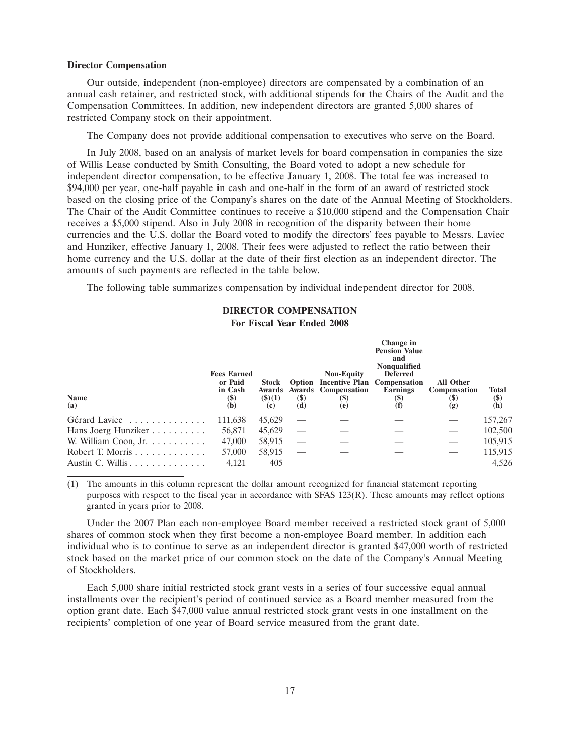**Director Compensation**

Our outside, independent (non-employee) directors are compensated by a combination of an annual cash retainer, and restricted stock, with additional stipends for the Chairs of the Audit and the Compensation Committees. In addition, new independent directors are granted 5,000 shares of restricted Company stock on their appointment.

The Company does not provide additional compensation to executives who serve on the Board.

In July 2008, based on an analysis of market levels for board compensation in companies the size of Willis Lease conducted by Smith Consulting, the Board voted to adopt a new schedule for independent director compensation, to be effective January 1, 2008. The total fee was increased to $94,000 per year, one-half payable in cash and one-half in the form of an award of restricted stock based on the closing price of the Company's shares on the date of the Annual Meeting of Stockholders. The Chair of the Audit Committee continues to receive a $10,000 stipend and the Compensation Chair receives a $5,000 stipend. Also in July 2008 in recognition of the disparity between their home currencies and the U.S. dollar the Board voted to modify the directors' fees payable to Messrs. Laviec and Hunziker, effective January 1, 2008. Their fees were adjusted to reflect the ratio between their home currency and the U.S. dollar at the date of their first election as an independent director. The amounts of such payments are reflected in the table below.

The following table summarizes compensation by individual independent director for 2008.

**DIRECTOR COMPENSATION**
**For Fiscal Year Ended 2008**

| Name (a) | Fees Earned or Paid in Cash ($) (b) | Stock Awards ($)(1) (c) | Option Awards ($) (d) | Non-Equity Incentive Plan Compensation ($) (e) | Change in Pension Value and Nonqualified Deferred Compensation Earnings ($) (f) | All Other Compensation ($) (g) | Total ($) (h) |
|---|---|---|---|---|---|---|---|
| Gérard Laviec | 111,638 | 45,629 | — | — | — | — | 157,267 |
| Hans Joerg Hunziker | 56,871 | 45,629 | — | — | — | — | 102,500 |
| W. William Coon, Jr. | 47,000 | 58,915 | — | — | — | — | 105,915 |
| Robert T. Morris | 57,000 | 58,915 | — | — | — | — | 115,915 |
| Austin C. Willis | 4,121 | 405 | | | | | 4,526 |

(1) The amounts in this column represent the dollar amount recognized for financial statement reporting purposes with respect to the fiscal year in accordance with SFAS 123(R). These amounts may reflect options granted in years prior to 2008.

Under the 2007 Plan each non-employee Board member received a restricted stock grant of 5,000 shares of common stock when they first become a non-employee Board member. In addition each individual who is to continue to serve as an independent director is granted $47,000 worth of restricted stock based on the market price of our common stock on the date of the Company's Annual Meeting of Stockholders.

Each 5,000 share initial restricted stock grant vests in a series of four successive equal annual installments over the recipient's period of continued service as a Board member measured from the option grant date. Each $47,000 value annual restricted stock grant vests in one installment on the recipients' completion of one year of Board service measured from the grant date.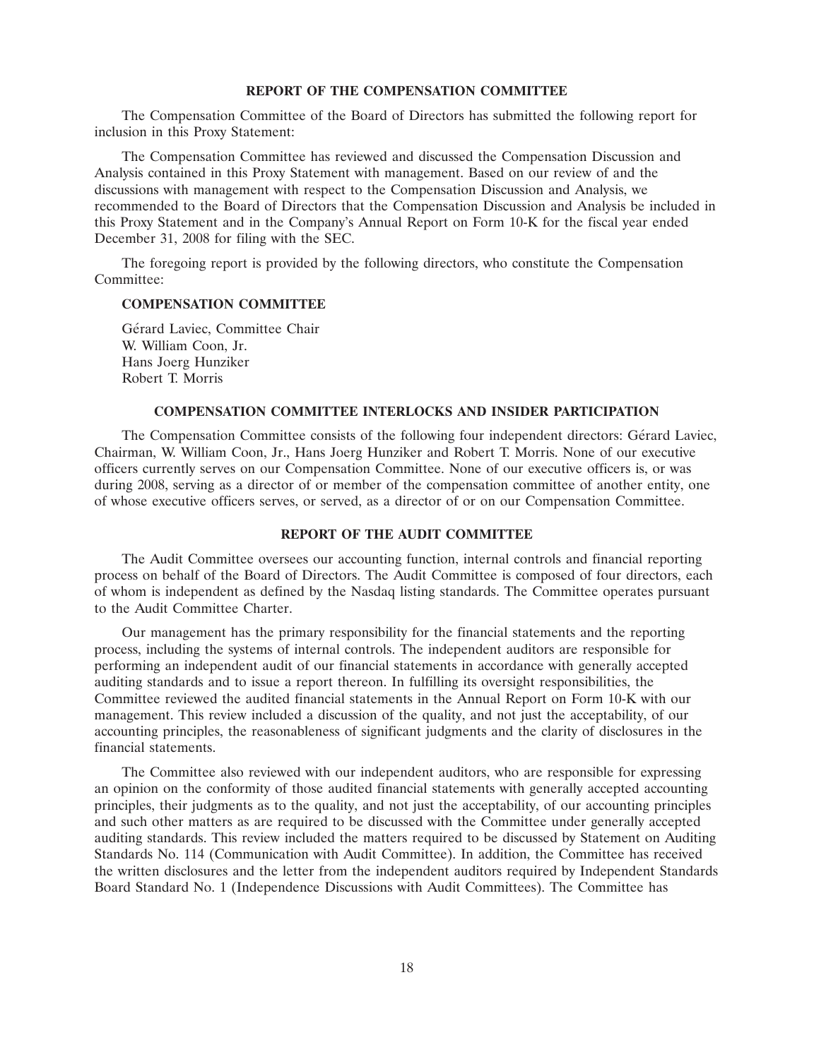## REPORT OF THE COMPENSATION COMMITTEE

The Compensation Committee of the Board of Directors has submitted the following report for inclusion in this Proxy Statement:

The Compensation Committee has reviewed and discussed the Compensation Discussion and Analysis contained in this Proxy Statement with management. Based on our review of and the discussions with management with respect to the Compensation Discussion and Analysis, we recommended to the Board of Directors that the Compensation Discussion and Analysis be included in this Proxy Statement and in the Company's Annual Report on Form 10-K for the fiscal year ended December 31, 2008 for filing with the SEC.

The foregoing report is provided by the following directors, who constitute the Compensation Committee:

**COMPENSATION COMMITTEE**

Gérard Laviec, Committee Chair
W. William Coon, Jr.
Hans Joerg Hunziker
Robert T. Morris

## COMPENSATION COMMITTEE INTERLOCKS AND INSIDER PARTICIPATION

The Compensation Committee consists of the following four independent directors: Gérard Laviec, Chairman, W. William Coon, Jr., Hans Joerg Hunziker and Robert T. Morris. None of our executive officers currently serves on our Compensation Committee. None of our executive officers is, or was during 2008, serving as a director of or member of the compensation committee of another entity, one of whose executive officers serves, or served, as a director of or on our Compensation Committee.

## REPORT OF THE AUDIT COMMITTEE

The Audit Committee oversees our accounting function, internal controls and financial reporting process on behalf of the Board of Directors. The Audit Committee is composed of four directors, each of whom is independent as defined by the Nasdaq listing standards. The Committee operates pursuant to the Audit Committee Charter.

Our management has the primary responsibility for the financial statements and the reporting process, including the systems of internal controls. The independent auditors are responsible for performing an independent audit of our financial statements in accordance with generally accepted auditing standards and to issue a report thereon. In fulfilling its oversight responsibilities, the Committee reviewed the audited financial statements in the Annual Report on Form 10-K with our management. This review included a discussion of the quality, and not just the acceptability, of our accounting principles, the reasonableness of significant judgments and the clarity of disclosures in the financial statements.

The Committee also reviewed with our independent auditors, who are responsible for expressing an opinion on the conformity of those audited financial statements with generally accepted accounting principles, their judgments as to the quality, and not just the acceptability, of our accounting principles and such other matters as are required to be discussed with the Committee under generally accepted auditing standards. This review included the matters required to be discussed by Statement on Auditing Standards No. 114 (Communication with Audit Committee). In addition, the Committee has received the written disclosures and the letter from the independent auditors required by Independent Standards Board Standard No. 1 (Independence Discussions with Audit Committees). The Committee has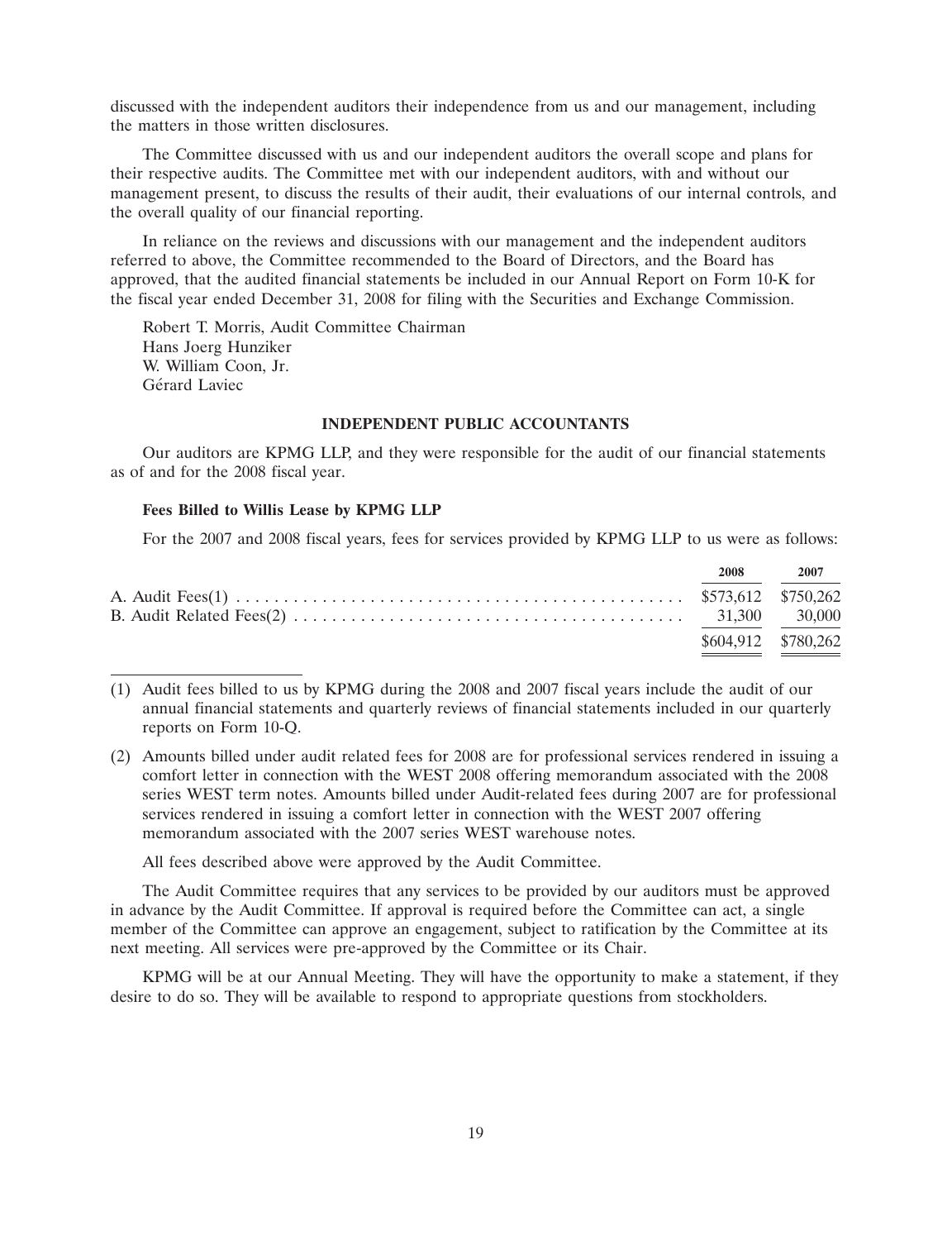discussed with the independent auditors their independence from us and our management, including the matters in those written disclosures.

The Committee discussed with us and our independent auditors the overall scope and plans for their respective audits. The Committee met with our independent auditors, with and without our management present, to discuss the results of their audit, their evaluations of our internal controls, and the overall quality of our financial reporting.

In reliance on the reviews and discussions with our management and the independent auditors referred to above, the Committee recommended to the Board of Directors, and the Board has approved, that the audited financial statements be included in our Annual Report on Form 10-K for the fiscal year ended December 31, 2008 for filing with the Securities and Exchange Commission.

Robert T. Morris, Audit Committee Chairman
Hans Joerg Hunziker
W. William Coon, Jr.
Gérard Laviec

## INDEPENDENT PUBLIC ACCOUNTANTS

Our auditors are KPMG LLP, and they were responsible for the audit of our financial statements as of and for the 2008 fiscal year.

### Fees Billed to Willis Lease by KPMG LLP

For the 2007 and 2008 fiscal years, fees for services provided by KPMG LLP to us were as follows:

| | 2008 | 2007 |
|---|---|---|
| A. Audit Fees(1) | $573,612 | $750,262 |
| B. Audit Related Fees(2) | 31,300 | 30,000 |
| | $604,912 | $780,262 |

(1) Audit fees billed to us by KPMG during the 2008 and 2007 fiscal years include the audit of our annual financial statements and quarterly reviews of financial statements included in our quarterly reports on Form 10-Q.

(2) Amounts billed under audit related fees for 2008 are for professional services rendered in issuing a comfort letter in connection with the WEST 2008 offering memorandum associated with the 2008 series WEST term notes. Amounts billed under Audit-related fees during 2007 are for professional services rendered in issuing a comfort letter in connection with the WEST 2007 offering memorandum associated with the 2007 series WEST warehouse notes.

All fees described above were approved by the Audit Committee.

The Audit Committee requires that any services to be provided by our auditors must be approved in advance by the Audit Committee. If approval is required before the Committee can act, a single member of the Committee can approve an engagement, subject to ratification by the Committee at its next meeting. All services were pre-approved by the Committee or its Chair.

KPMG will be at our Annual Meeting. They will have the opportunity to make a statement, if they desire to do so. They will be available to respond to appropriate questions from stockholders.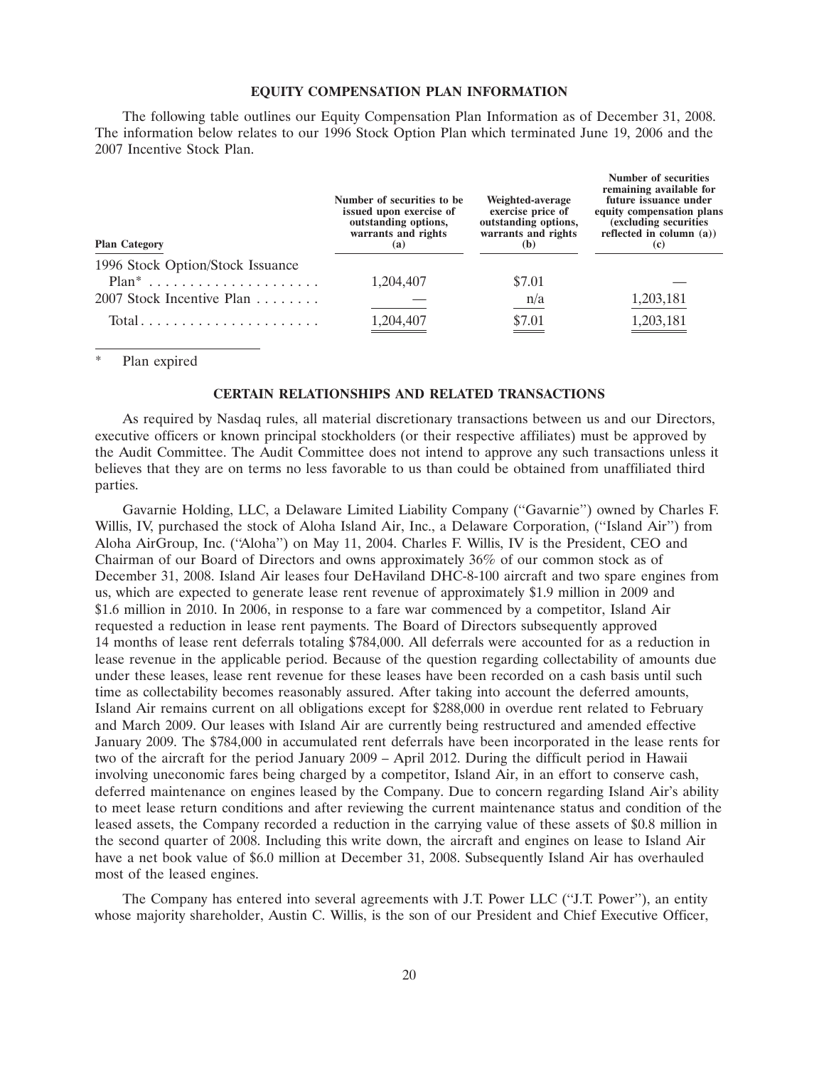## EQUITY COMPENSATION PLAN INFORMATION

The following table outlines our Equity Compensation Plan Information as of December 31, 2008. The information below relates to our 1996 Stock Option Plan which terminated June 19, 2006 and the 2007 Incentive Stock Plan.

| Plan Category | Number of securities to be issued upon exercise of outstanding options, warrants and rights (a) | Weighted-average exercise price of outstanding options, warrants and rights (b) | Number of securities remaining available for future issuance under equity compensation plans (excluding securities reflected in column (a)) (c) |
|---|---|---|---|
| 1996 Stock Option/Stock Issuance Plan* | 1,204,407 | $7.01 | — |
| 2007 Stock Incentive Plan | — | n/a | 1,203,181 |
| Total | 1,204,407 | $7.01 | 1,203,181 |

\* Plan expired

## CERTAIN RELATIONSHIPS AND RELATED TRANSACTIONS

As required by Nasdaq rules, all material discretionary transactions between us and our Directors, executive officers or known principal stockholders (or their respective affiliates) must be approved by the Audit Committee. The Audit Committee does not intend to approve any such transactions unless it believes that they are on terms no less favorable to us than could be obtained from unaffiliated third parties.

Gavarnie Holding, LLC, a Delaware Limited Liability Company (''Gavarnie'') owned by Charles F. Willis, IV, purchased the stock of Aloha Island Air, Inc., a Delaware Corporation, (''Island Air'') from Aloha AirGroup, Inc. (''Aloha'') on May 11, 2004. Charles F. Willis, IV is the President, CEO and Chairman of our Board of Directors and owns approximately 36% of our common stock as of December 31, 2008. Island Air leases four DeHaviland DHC-8-100 aircraft and two spare engines from us, which are expected to generate lease rent revenue of approximately $1.9 million in 2009 and $1.6 million in 2010. In 2006, in response to a fare war commenced by a competitor, Island Air requested a reduction in lease rent payments. The Board of Directors subsequently approved 14 months of lease rent deferrals totaling $784,000. All deferrals were accounted for as a reduction in lease revenue in the applicable period. Because of the question regarding collectability of amounts due under these leases, lease rent revenue for these leases have been recorded on a cash basis until such time as collectability becomes reasonably assured. After taking into account the deferred amounts, Island Air remains current on all obligations except for $288,000 in overdue rent related to February and March 2009. Our leases with Island Air are currently being restructured and amended effective January 2009. The $784,000 in accumulated rent deferrals have been incorporated in the lease rents for two of the aircraft for the period January 2009 – April 2012. During the difficult period in Hawaii involving uneconomic fares being charged by a competitor, Island Air, in an effort to conserve cash, deferred maintenance on engines leased by the Company. Due to concern regarding Island Air's ability to meet lease return conditions and after reviewing the current maintenance status and condition of the leased assets, the Company recorded a reduction in the carrying value of these assets of $0.8 million in the second quarter of 2008. Including this write down, the aircraft and engines on lease to Island Air have a net book value of $6.0 million at December 31, 2008. Subsequently Island Air has overhauled most of the leased engines.

The Company has entered into several agreements with J.T. Power LLC (''J.T. Power''), an entity whose majority shareholder, Austin C. Willis, is the son of our President and Chief Executive Officer,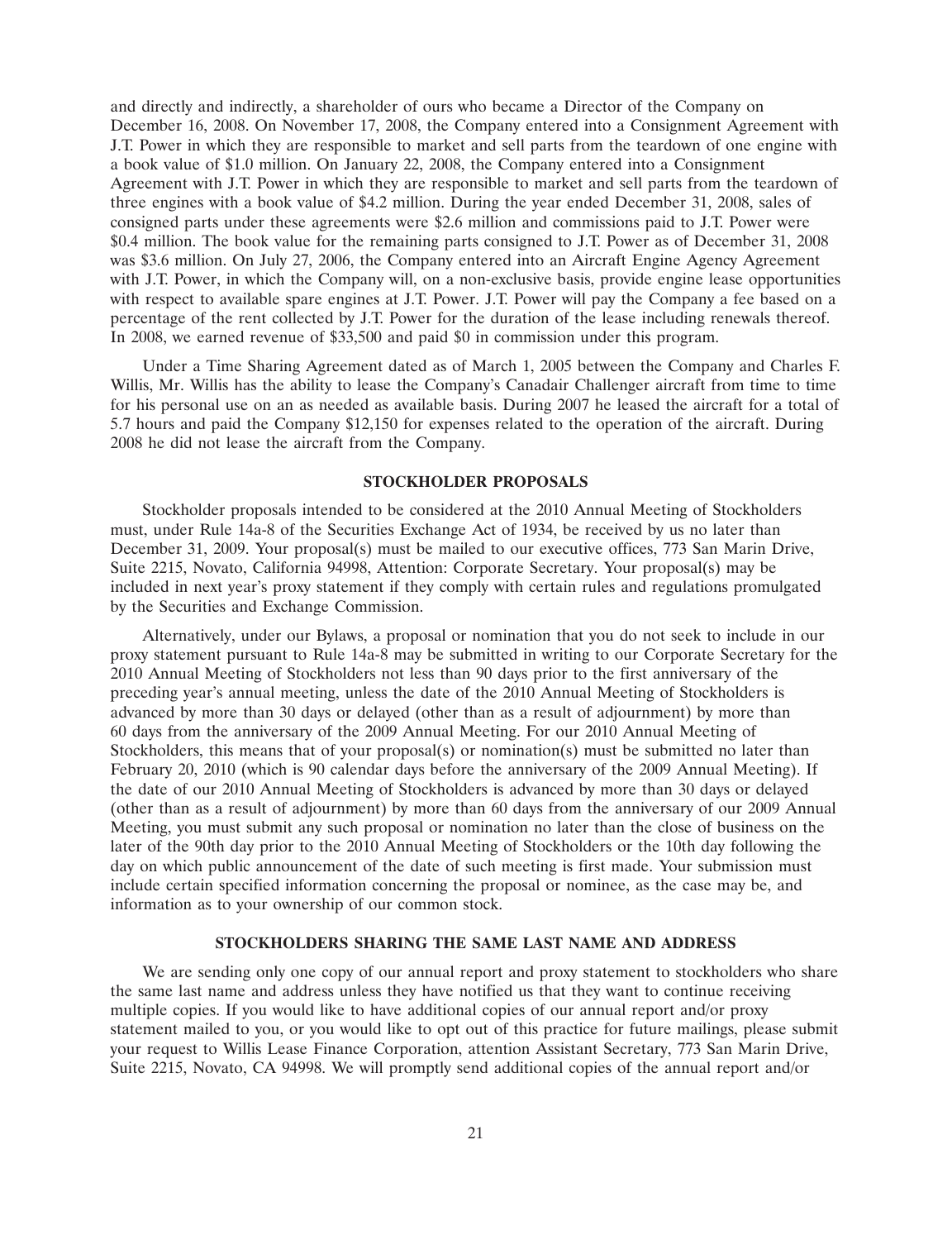and directly and indirectly, a shareholder of ours who became a Director of the Company on December 16, 2008. On November 17, 2008, the Company entered into a Consignment Agreement with J.T. Power in which they are responsible to market and sell parts from the teardown of one engine with a book value of $1.0 million. On January 22, 2008, the Company entered into a Consignment Agreement with J.T. Power in which they are responsible to market and sell parts from the teardown of three engines with a book value of $4.2 million. During the year ended December 31, 2008, sales of consigned parts under these agreements were $2.6 million and commissions paid to J.T. Power were $0.4 million. The book value for the remaining parts consigned to J.T. Power as of December 31, 2008 was $3.6 million. On July 27, 2006, the Company entered into an Aircraft Engine Agency Agreement with J.T. Power, in which the Company will, on a non-exclusive basis, provide engine lease opportunities with respect to available spare engines at J.T. Power. J.T. Power will pay the Company a fee based on a percentage of the rent collected by J.T. Power for the duration of the lease including renewals thereof. In 2008, we earned revenue of $33,500 and paid $0 in commission under this program.

Under a Time Sharing Agreement dated as of March 1, 2005 between the Company and Charles F. Willis, Mr. Willis has the ability to lease the Company's Canadair Challenger aircraft from time to time for his personal use on an as needed as available basis. During 2007 he leased the aircraft for a total of 5.7 hours and paid the Company $12,150 for expenses related to the operation of the aircraft. During 2008 he did not lease the aircraft from the Company.

## STOCKHOLDER PROPOSALS

Stockholder proposals intended to be considered at the 2010 Annual Meeting of Stockholders must, under Rule 14a-8 of the Securities Exchange Act of 1934, be received by us no later than December 31, 2009. Your proposal(s) must be mailed to our executive offices, 773 San Marin Drive, Suite 2215, Novato, California 94998, Attention: Corporate Secretary. Your proposal(s) may be included in next year's proxy statement if they comply with certain rules and regulations promulgated by the Securities and Exchange Commission.

Alternatively, under our Bylaws, a proposal or nomination that you do not seek to include in our proxy statement pursuant to Rule 14a-8 may be submitted in writing to our Corporate Secretary for the 2010 Annual Meeting of Stockholders not less than 90 days prior to the first anniversary of the preceding year's annual meeting, unless the date of the 2010 Annual Meeting of Stockholders is advanced by more than 30 days or delayed (other than as a result of adjournment) by more than 60 days from the anniversary of the 2009 Annual Meeting. For our 2010 Annual Meeting of Stockholders, this means that of your proposal(s) or nomination(s) must be submitted no later than February 20, 2010 (which is 90 calendar days before the anniversary of the 2009 Annual Meeting). If the date of our 2010 Annual Meeting of Stockholders is advanced by more than 30 days or delayed (other than as a result of adjournment) by more than 60 days from the anniversary of our 2009 Annual Meeting, you must submit any such proposal or nomination no later than the close of business on the later of the 90th day prior to the 2010 Annual Meeting of Stockholders or the 10th day following the day on which public announcement of the date of such meeting is first made. Your submission must include certain specified information concerning the proposal or nominee, as the case may be, and information as to your ownership of our common stock.

## STOCKHOLDERS SHARING THE SAME LAST NAME AND ADDRESS

We are sending only one copy of our annual report and proxy statement to stockholders who share the same last name and address unless they have notified us that they want to continue receiving multiple copies. If you would like to have additional copies of our annual report and/or proxy statement mailed to you, or you would like to opt out of this practice for future mailings, please submit your request to Willis Lease Finance Corporation, attention Assistant Secretary, 773 San Marin Drive, Suite 2215, Novato, CA 94998. We will promptly send additional copies of the annual report and/or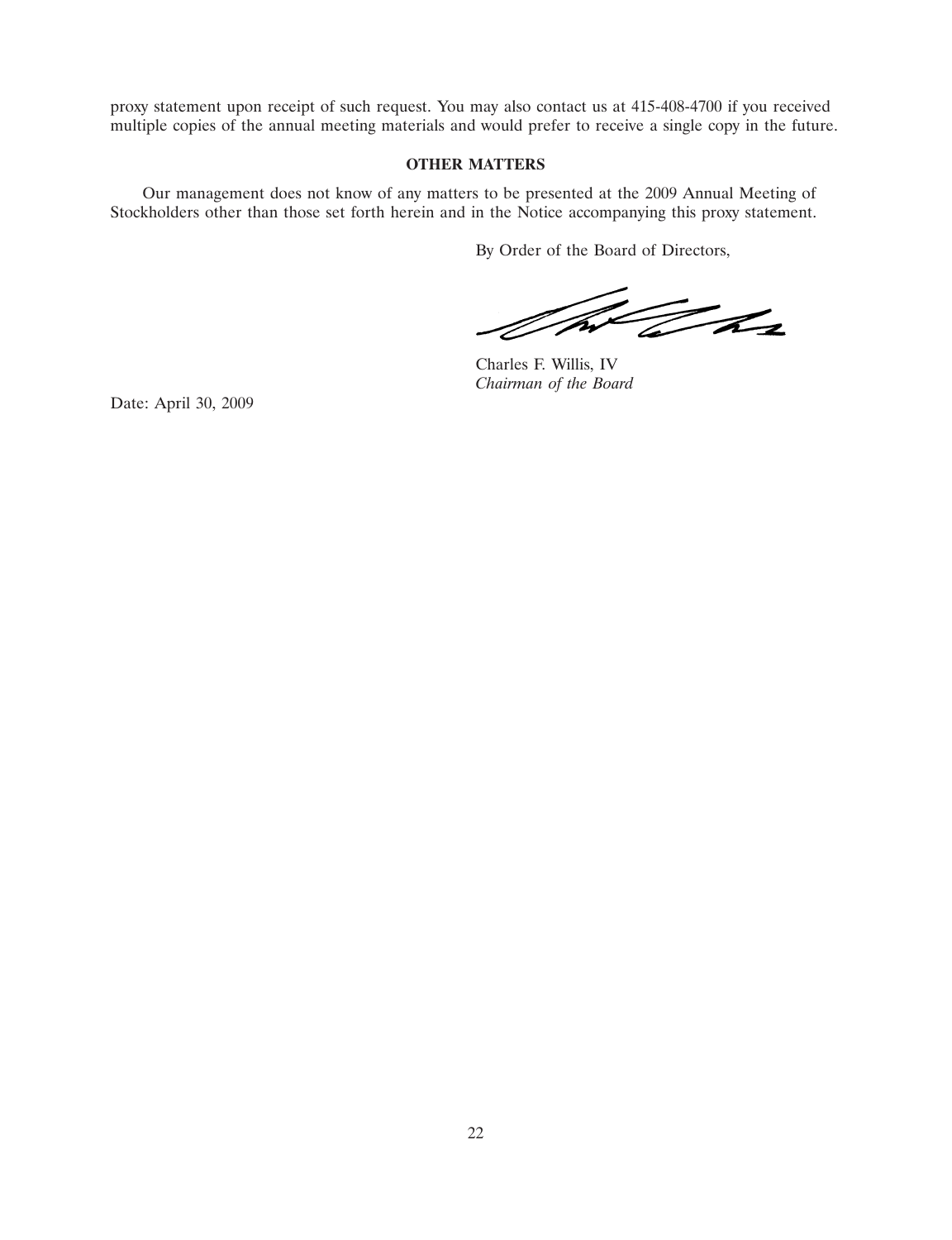proxy statement upon receipt of such request. You may also contact us at 415-408-4700 if you received multiple copies of the annual meeting materials and would prefer to receive a single copy in the future.

## OTHER MATTERS

Our management does not know of any matters to be presented at the 2009 Annual Meeting of Stockholders other than those set forth herein and in the Notice accompanying this proxy statement.

By Order of the Board of Directors,

Charles F. Willis, IV
*Chairman of the Board*

Date: April 30, 2009